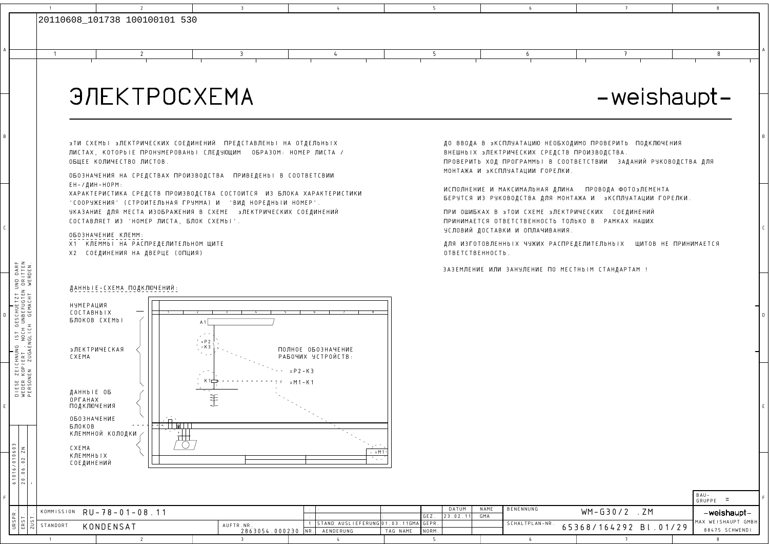20110608_101738 100100101 530

# ЭЛЕКТРОСХЕМА

-weishaupt-

эТИ СХЕМЫ эЛЕКТРИЧЕСКИХ СОЕДИНЕНИЙ ПРЕДСТАВЛЕНЫ НА ОТДЕЛЬНЫХ ЛИСТАХ, КОТОРЫЕ ПРОНУМЕРОВАНЫ СЛЕДУЮЩИМ ОБРАЗОМ: НОМЕР ЛИСТА / ОБЩЕЕ КОЛИЧЕСТВО ЛИСТОВ.

ОБОЗНАЧЕНИЯ НА СРЕДСТВАХ ПРОИЗВОДСТВА ПРИВЕДЕНЫ В СООТВЕТСВИИ ЕН-/ДИН-НОРМ:
ХАРАКТЕРИСТИКА СРЕДСТВ ПРОИЗВОДСТВА СОСТОИТСЯ ИЗ БЛОКА ХАРАКТЕРИСТИКИ 'СООРУЖЕНИЯ' (СТРОИТЕЛЬНАЯ ГРУММА) И 'ВИД НОРЕДНЫИ НОМЕР'.
УКАЗАНИЕ ДЛЯ МЕСТА ИЗОБРАЖЕНИЯ В СХЕМЕ эЛЕКТРИЧЕСКИХ СОЕДИНЕНИЙ СОСТАВЛЯЕТ ИЗ 'НОМЕР ЛИСТА, БЛОК СХЕМЫ'.

ОБОЗНАЧЕНИЕ КЛЕММ:
X1 КЛЕММЫ НА РАСПРЕДЕЛИТЕЛЬНОМ ЩИТЕ
X2 СОЕДИНЕНИЯ НА ДВЕРЦЕ (ОПЦИЯ)

ДАННЫЕ-СХЕМА ПОДКЛЮЧЕНИЙ:

- НУМЕРАЦИЯ СОСТАВНЫХ БЛОКОВ СХЕМЫ
- эЛЕКТРИЧЕСКАЯ СХЕМА
- ДАННЫЕ ОБ ОРГАНАХ ПОДКЛЮЧЕНИЯ
- ОБОЗНАЧЕНИЕ БЛОКОВ КЛЕММНОЙ КОЛОДКИ
- СХЕМА КЛЕММНЫХ СОЕДИНЕНИЙ

A1, =P2 -K3, K1, =M1

ПОЛНОЕ ОБОЗНАЧЕНИЕ РАБОЧИХ УСТРОЙСТВ:
=P2-K3
=M1-K1

ДО ВВОДА В эКСПЛУАТАЦИЮ НЕОБХОДИМО ПРОВЕРИТЬ ПОДКЛЮЧЕНИЯ ВНЕШНЫХ эЛЕКТРИЧЕСКИХ СРЕДСТВ ПРОИЗВОДСТВА.
ПРОВЕРИТЬ ХОД ПРОГРАММЫ В СООТВЕТСТВИИ ЗАДАНИЙ РУКОВОДСТВА ДЛЯ МОНТАЖА И эКСПЛУАТАЦИИ ГОРЕЛКИ.

ИСПОЛНЕНИЕ И МАКСИМАЛЬНАЯ ДЛИНА ПРОВОДА ФОТОэЛЕМЕНТА БЕРУТСЯ ИЗ РУКОВОДСТВА ДЛЯ МОНТАЖА И эКСПЛУАТАЦИИ ГОРЕЛКИ.

ПРИ ОШИБКАХ В эТОИ СХЕМЕ эЛЕКТРИЧЕСКИХ СОЕДИНЕНИЙ ПРИНИМАЕТСЯ ОТВЕТСТВЕННОСТЬ ТОЛЬКО В РАМКАХ НАШИХ УСЛОВИЙ ДОСТАВКИ И ОПЛАЧИВАНИЯ.

ДЛЯ ИЗГОТОВЛЕННЫХ ЧУЖИХ РАСПРЕДЕЛИТЕЛЬНЫХ ЩИТОВ НЕ ПРИНИМАЕТСЯ ОТВЕТСТВЕННОСТЬ.

ЗАЗЕМЛЕНИЕ ИЛИ ЗАНУЛЕНИЕ ПО МЕСТНЫМ СТАНДАРТАМ !

DIESE ZEICHNUNG IST GESCHUETZT UND DARF WEDER KOPIERT, NOCH UNBEFUGTEN DRITTEN PERSONEN ZUGAENGLICH GEMACHT WERDEN.

| KOMMISSION | RU-78-01-08.11 | | | | | DATUM | NAME | BENENNUNG | WM-G30/2 .ZM | BAU-GRUPPE = |
|---|---|---|---|---|---|---|---|---|---|---|
| | | 1 | STAND AUSLIEFERUNG | 01.03.11GMA | GEZ. | 23.02.11 | GMA | | | -weishaupt- |
| STANDORT | KONDENSAT | AUFTR.NR. 2863054.000230 | NR. AENDERUNG | TAG NAME | GEPR. / NORM. | | | SCHALTPLAN-NR. | 65368/164292 Bl.01/29 | MAX WEISHAUPT GMBH 88475 SCHWENDI |

URSPR. 61016/010603 ERST. 20.06.02 ZN ZUST. -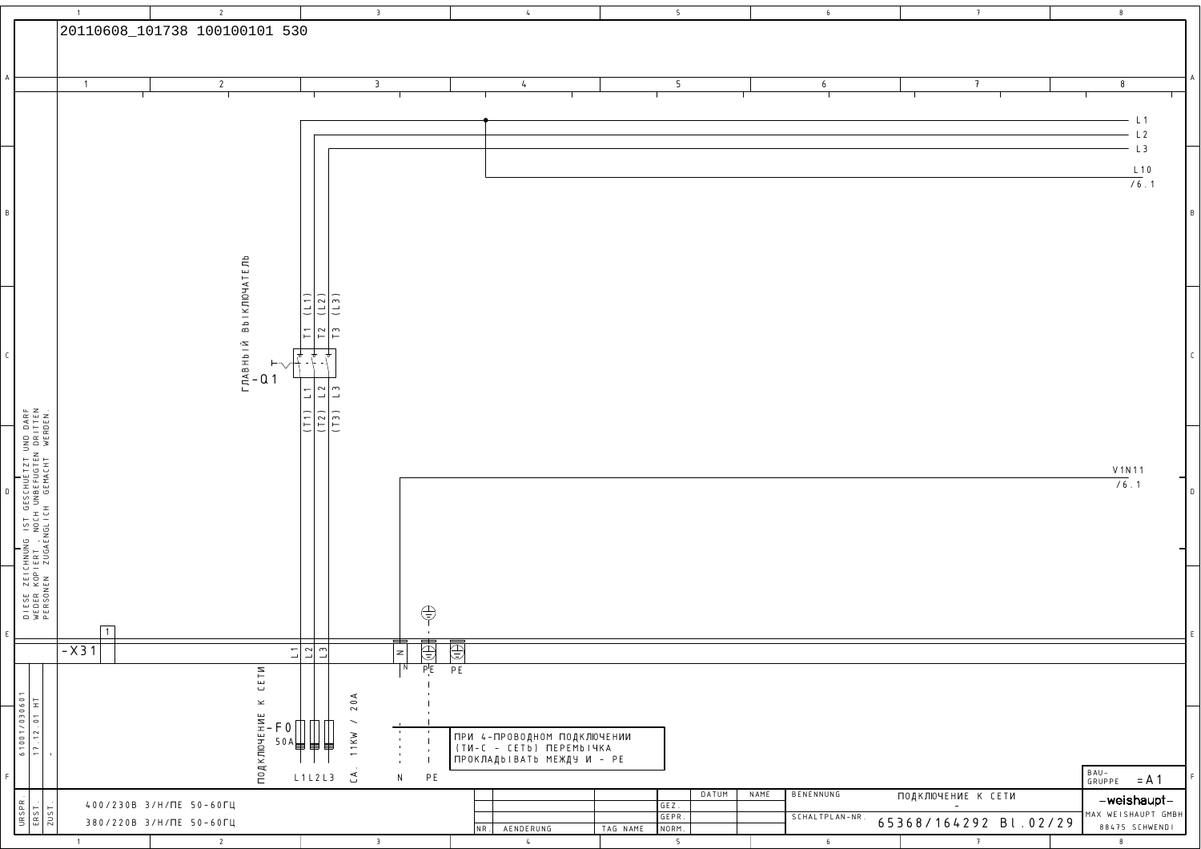20110608_101738 100100101 530

L1
L2
L3
L10
/6.1

ГЛАВНЫЙ ВЫКЛЮЧАТЕЛЬ
-Q1

T1 (L1) T2 (L2) T3 (L3)
(T1) L1 (T2) L2 (T3) L3

V1N11
/6.1

-X31
1

L1 L2 L3 N PE PE

ПОДКЛЮЧЕНИЕ К СЕТИ
-F0
50A
CA. 11KW / 20A
L1 L2 L3 N PE

ПРИ 4-ПРОВОДНОМ ПОДКЛЮЧЕНИИ (ТИ-С - СЕТЬ) ПЕРЕМЫЧКА ПРОКЛАДЫВАТЬ МЕЖДУ И - PE

DIESE ZEICHNUNG IST GESCHUETZT UND DARF WEDER KOPIERT, NOCH UNBEFUGTEN DRITTEN PERSONEN ZUGAENGLICH GEMACHT WERDEN.

| URSPR. | ERST. | ZUST. | | NR. | AENDERUNG | TAG NAME | | DATUM | NAME | BENENNUNG | |
|---|---|---|---|---|---|---|---|---|---|---|---|
| 61001/030601 | 17.12.01 HT | - | 400/230В 3/Н/ПЕ 50-60ГЦ | | | | GEZ. | | | ПОДКЛЮЧЕНИЕ К СЕТИ | BAU-GRUPPE =A1 |
| | | | 380/220В 3/Н/ПЕ 50-60ГЦ | | | | GEPR. | | | SCHALTPLAN-NR. 65368/164292 Bl.02/29 | -weishaupt- MAX WEISHAUPT GMBH 88475 SCHWENDI |
| | | | | | | | NORM. | | | | |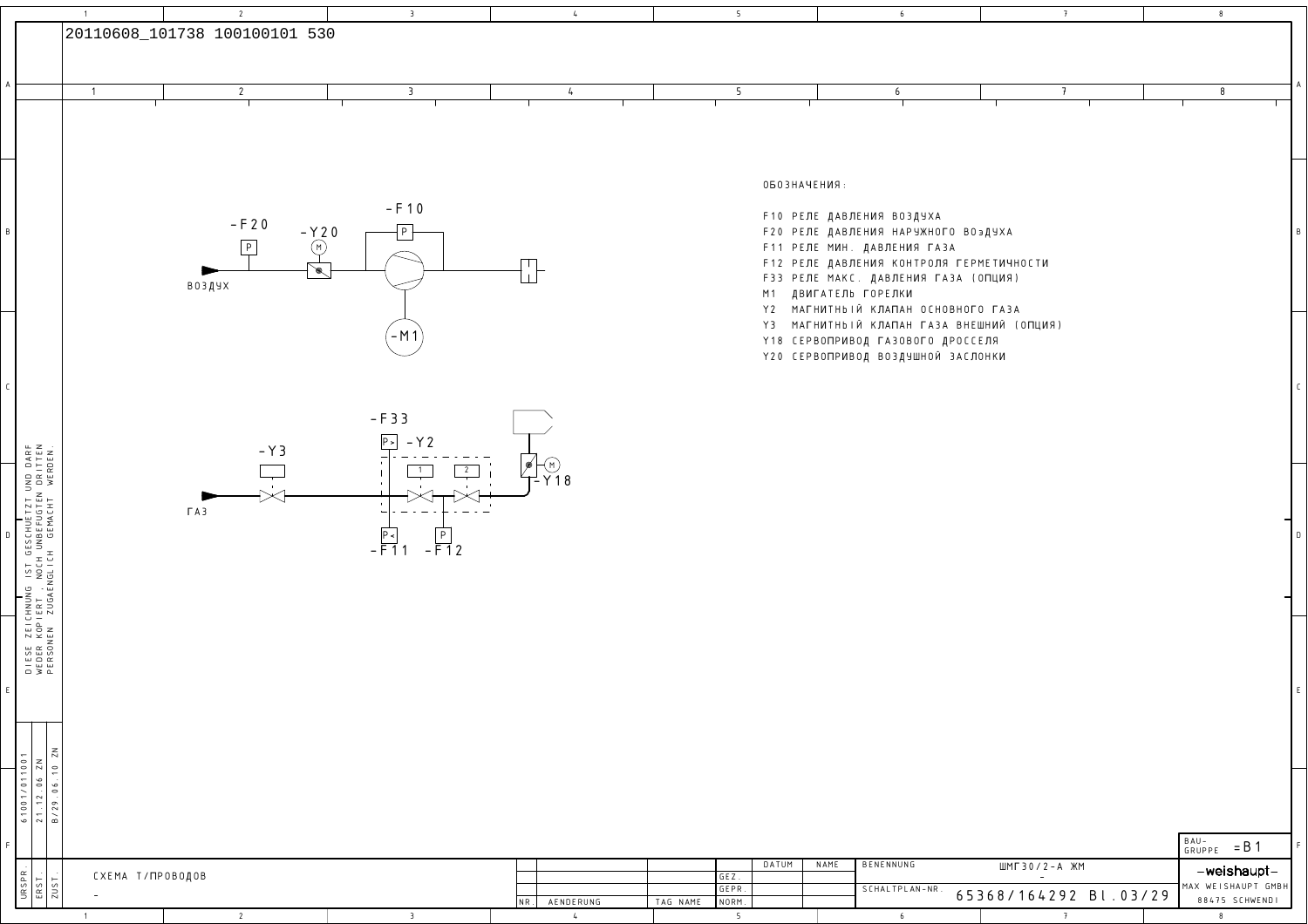20110608_101738 100100101 530

-F20 -Y20 -F10

ВОЗДУХ

-M1

-F33 -Y2

-Y3

ГАЗ

-Y18

-F11 -F12

ОБОЗНАЧЕНИЯ:

F10 РЕЛЕ ДАВЛЕНИЯ ВОЗДУХА
F20 РЕЛЕ ДАВЛЕНИЯ НАРУЖНОГО ВОЗДУХА
F11 РЕЛЕ МИН. ДАВЛЕНИЯ ГАЗА
F12 РЕЛЕ ДАВЛЕНИЯ КОНТРОЛЯ ГЕРМЕТИЧНОСТИ
F33 РЕЛЕ МАКС. ДАВЛЕНИЯ ГАЗА (ОПЦИЯ)
M1 ДВИГАТЕЛЬ ГОРЕЛКИ
Y2 МАГНИТНЫЙ КЛАПАН ОСНОВНОГО ГАЗА
Y3 МАГНИТНЫЙ КЛАПАН ГАЗА ВНЕШНИЙ (ОПЦИЯ)
Y18 СЕРВОПРИВОД ГАЗОВОГО ДРОССЕЛЯ
Y20 СЕРВОПРИВОД ВОЗДУШНОЙ ЗАСЛОНКИ

DIESE ZEICHNUNG IST GESCHUETZT UND DARF WEDER KOPIERT, NOCH UNBEFUGTEN DRITTEN PERSONEN ZUGAENGLICH GEMACHT WERDEN.

URSPR. 61001/011001 | ERST. 21.12.06 ZN | ZUST. B/29.06.10 ZN

СХЕМА Т/ПРОВОДОВ

| NR. | AENDERUNG | TAG NAME | | DATUM | NAME |
|---|---|---|---|---|---|
| | | | GEZ. | | |
| | | | GEPR. | | |
| | | | NORM. | | |

BENENNUNG: ШМГ30/2-А ЖМ

SCHALTPLAN-NR.: 65368/164292 Bl.03/29

BAU-GRUPPE =B1

-weishaupt- MAX WEISHAUPT GMBH 88475 SCHWENDI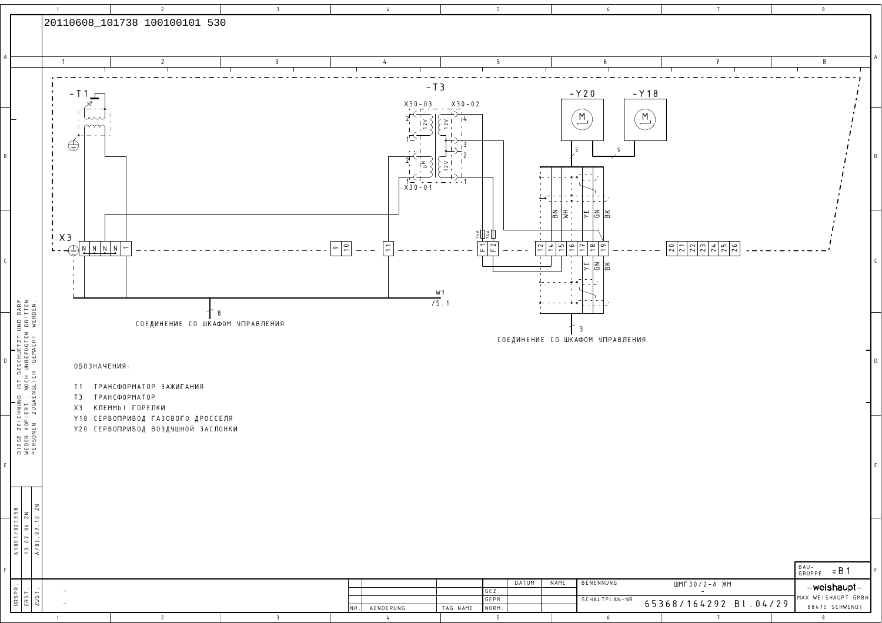20110608_101738 100100101 530

-T1

-T3

X30-03 X30-02

X30-01

-Y20 -Y18

X3

W1
/5.1

СОЕДИНЕНИЕ СО ШКАФОМ УПРАВЛЕНИЯ

СОЕДИНЕНИЕ СО ШКАФОМ УПРАВЛЕНИЯ

ОБОЗНАЧЕНИЯ:

- T1 ТРАНСФОРМАТОР ЗАЖИГАНИЯ
- T3 ТРАНСФОРМАТОР
- X3 КЛЕММЫ ГОРЕЛКИ
- Y18 СЕРВОПРИВОД ГАЗОВОГО ДРОССЕЛЯ
- Y20 СЕРВОПРИВОД ВОЗДУШНОЙ ЗАСЛОНКИ

DIESE ZEICHNUNG IST GESCHUETZT UND DARF WEDER KOPIERT, NOCH UNBEFUGTEN DRITTEN PERSONEN ZUGAENGLICH GEMACHT WERDEN.

| URSPR. | ERST. | ZUST. |
|---|---|---|
| 61001/021338 | 13.07.06 ZN | A/07.07.10 ZN |

| NR. | AENDERUNG | TAG NAME | | DATUM | NAME | BENENNUNG | ШМГ30/2-А ЖМ |
|---|---|---|---|---|---|---|---|
| | | | GEZ. | | | | - |
| | | | GEPR. | | | SCHALTPLAN-NR. | 65368/164292 Bl.04/29 |
| | | | NORM. | | | | |

BAU-GRUPPE =B1

weishaupt
MAX WEISHAUPT GMBH
88475 SCHWENDI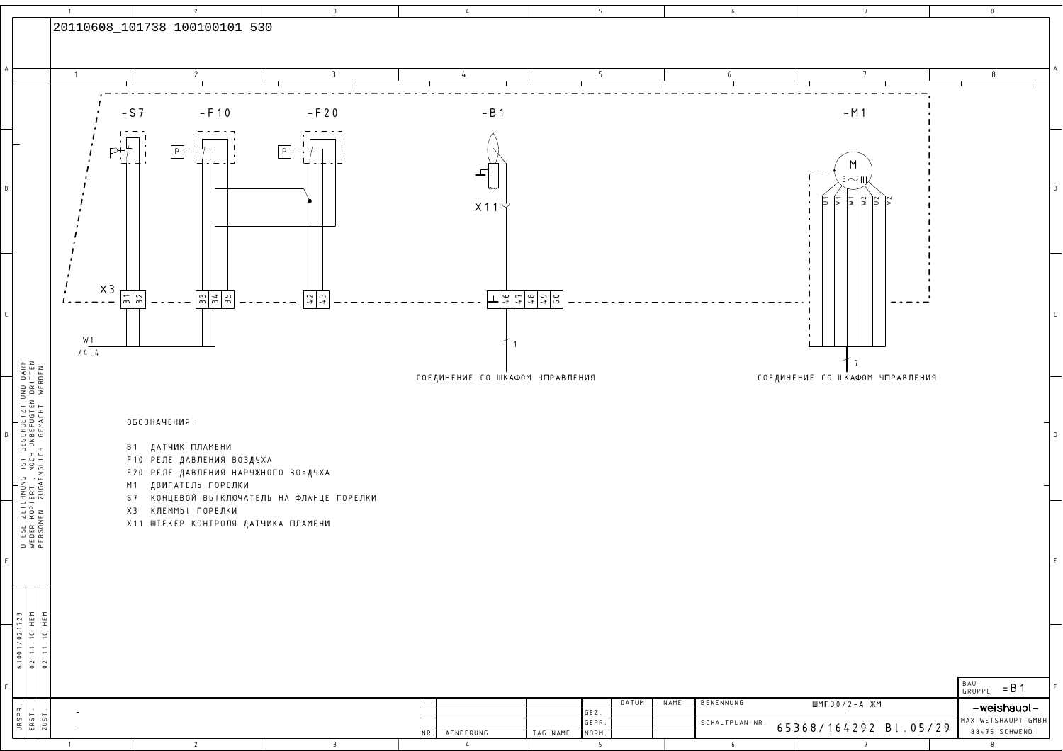20110608_101738 100100101 530

-S7 -F10 -F20 -B1 -M1

X11

X3

31 32 33 34 35 42 43 46 47 48 49 50

U1 V1 W1 W2 U2 V2

W1
/4.4

СОЕДИНЕНИЕ СО ШКАФОМ УПРАВЛЕНИЯ

СОЕДИНЕНИЕ СО ШКАФОМ УПРАВЛЕНИЯ

ОБОЗНАЧЕНИЯ:

- B1 ДАТЧИК ПЛАМЕНИ
- F10 РЕЛЕ ДАВЛЕНИЯ ВОЗДУХА
- F20 РЕЛЕ ДАВЛЕНИЯ НАРУЖНОГО ВОзДУХА
- M1 ДВИГАТЕЛЬ ГОРЕЛКИ
- S7 КОНЦЕВОЙ ВЫКЛЮЧАТЕЛЬ НА ФЛАНЦЕ ГОРЕЛКИ
- X3 КЛЕММЫ ГОРЕЛКИ
- X11 ШТЕКЕР КОНТРОЛЯ ДАТЧИКА ПЛАМЕНИ

DIESE ZEICHNUNG IST GESCHUETZT UND DARF WEDER KOPIERT, NOCH UNBEFUGTEN DRITTEN PERSONEN ZUGAENGLICH GEMACHT WERDEN.

| URSPR. | ERST. | ZUST. |
|---|---|---|
| 61001/021723 | 02.11.10 HEM | 02.11.10 HEM |

BAU-GRUPPE =B1

BENENNUNG: ШМГ30/2-А ЖМ

SCHALTPLAN-NR.: 65368/164292 Bl.05/29

weishaupt — MAX WEISHAUPT GMBH 88475 SCHWENDI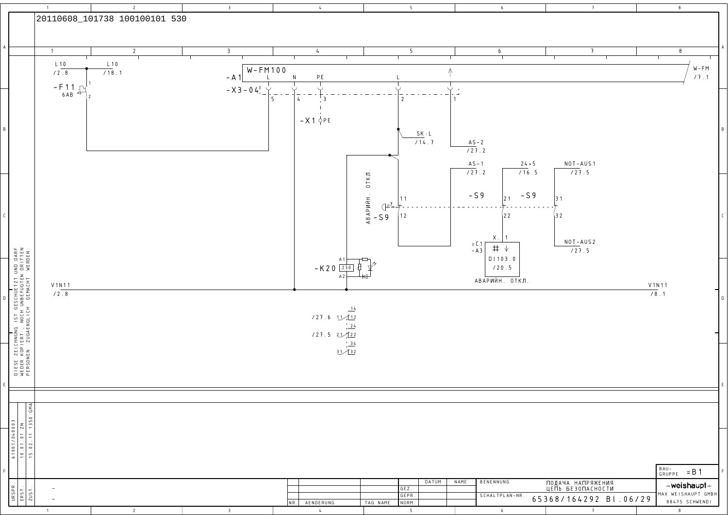20110608_101738 100100101 530

L10 /2.8 — L10 /18.1

-F11 6AB (1, 2)

-A1 W-FM100 — L, N, PE, L — W-FM /7.1

-X3-04: 5, 4, 3, 2, 1

-X1 PE

SK:L /14.7

AS-2 /27.2

AS-1 /27.2

24+5 /16.5

NOT-AUS1 /27.5

АВАРИЙН. ОТКЛ.

-S9 11, 12

-S9 21, 22

-S9 31, 32

NOT-AUS2 /27.5

X. 1

=C1 -A3 DI103.0 /20.5

АВАРИЙН. ОТКЛ.

-K20 A1, 230, A2

V1N11 /2.8 — V1N11 /8.1

/27.6 11 — 14, 12

/27.5 21 — 24, 22

31 — 34, 32

DIESE ZEICHNUNG IST GESCHUETZT UND DARF WEDER KOPIERT, NOCH UNBEFUGTEN DRITTEN PERSONEN ZUGAENGLICH GEMACHT WERDEN.

| URSPR. | ERST. | ZUST. |
|---|---|---|
| 61001/040003 | 10.01.01 ZN | 15.02.11 1350 GMA |

| NR. | AENDERUNG | TAG | NAME | | DATUM | NAME |
|---|---|---|---|---|---|---|
| | | | | GEZ. | | |
| | | | | GEPR. | | |
| | | | | NORM. | | |

BENENNUNG: ПОДАЧА НАПРЯЖЕНИЯ ЦЕПЬ БЕЗОПАСНОСТИ

SCHALTPLAN-NR.: 65368/164292 Bl.06/29

BAU-GRUPPE =B1

-weishaupt- MAX WEISHAUPT GMBH 88475 SCHWENDI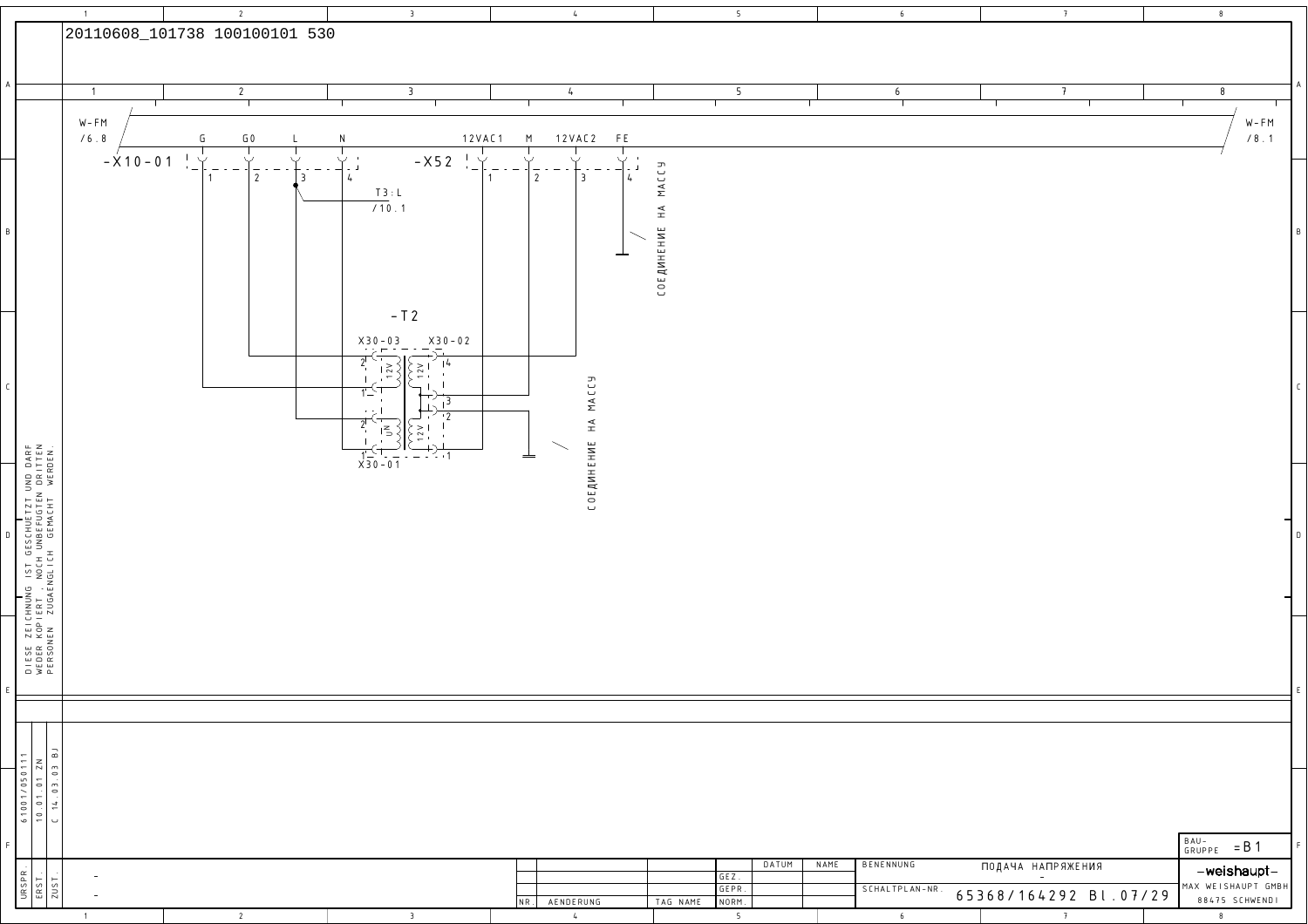20110608_101738 100100101 530

W-FM /6.8

-X10-01: G (1), G0 (2), L (3), N (4)

T3:L /10.1

-X52: 12VAC1 (1), M (2), 12VAC2 (3), FE (4)

СОЕДИНЕНИЕ НА МАССУ

W-FM /8.1

-T2

X30-03, X30-02, X30-01

12V, 12V, U~, 12V

СОЕДИНЕНИЕ НА МАССУ

DIESE ZEICHNUNG IST GESCHUETZT UND DARF WEDER KOPIERT, NOCH UNBEFUGTEN DRITTEN PERSONEN ZUGAENGLICH GEMACHT WERDEN.

| URSPR. | 61001/050111 |
|---|---|
| ERST. | 10.01.01 ZN |
| ZUST. | C 14.03.03 BJ |

| NR. | AENDERUNG | TAG NAME | | DATUM | NAME |
|---|---|---|---|---|---|
| | | | GEZ. | | |
| | | | GEPR. | | |
| | | | NORM. | | |

BENENNUNG: ПОДАЧА НАПРЯЖЕНИЯ

SCHALTPLAN-NR.: 65368/164292 Bl.07/29

BAU-GRUPPE =B1

-weishaupt- MAX WEISHAUPT GMBH 88475 SCHWENDI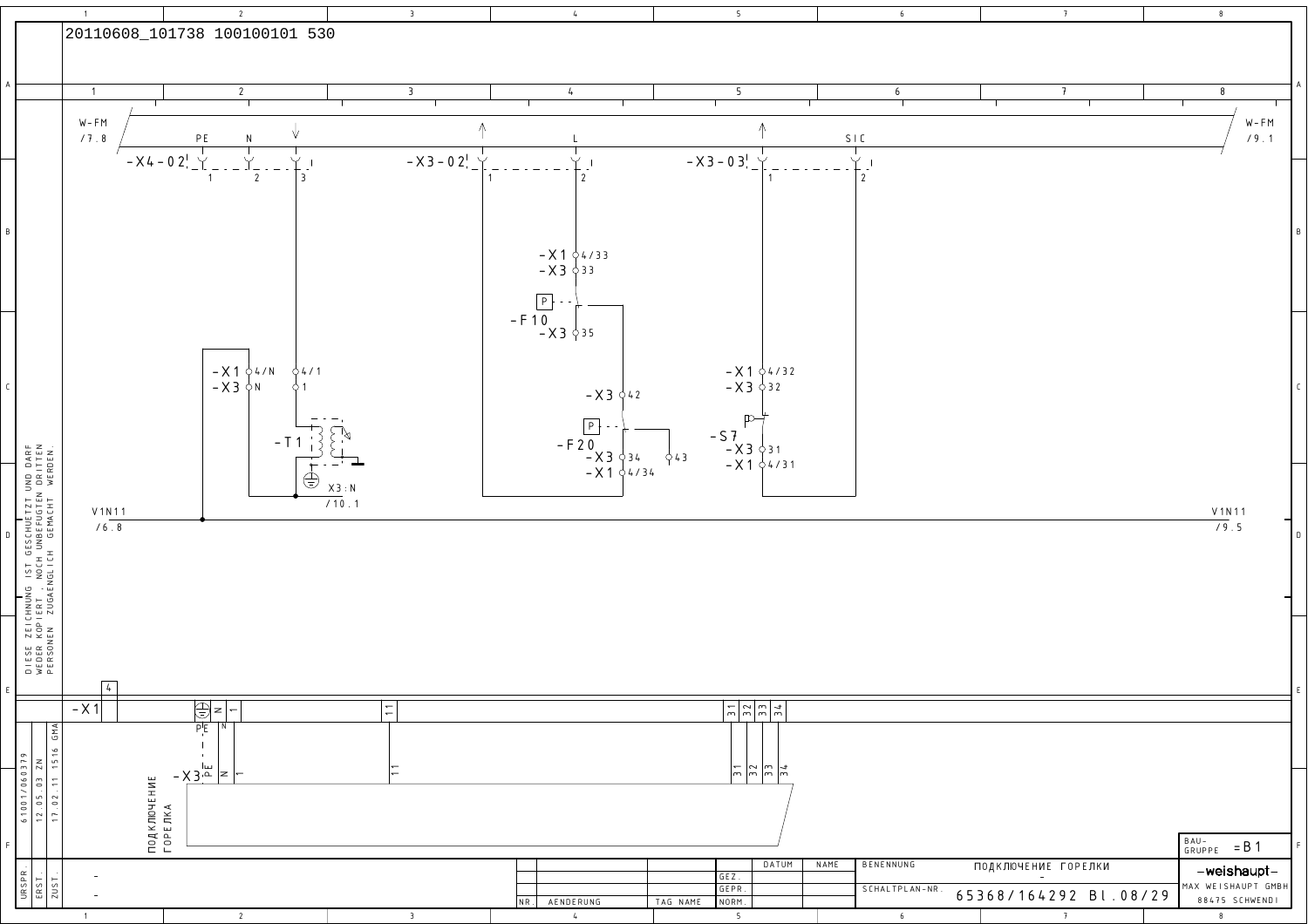20110608_101738 100100101 530

W-FM /7.8

PE N

-X4-02 1 2 3

-X3-02 1 2

L

-X3-03 1 2

SIC

W-FM /9.1

-X1 4/33
-X3 33

-F10

-X3 35

-X1 4/N 4/1
-X3 N 1

-T1

X3:N /10.1

-X3 42

-F20

-X3 34 43
-X1 4/34

-X1 4/32
-X3 32

-S7

-X3 31
-X1 4/31

V1N11 /6.8

V1N11 /9.5

DIESE ZEICHNUNG IST GESCHUETZT UND DARF WEDER KOPIERT, NOCH UNBEFUGTEN DRITTEN PERSONEN ZUGAENGLICH GEMACHT WERDEN.

-X1 4

PE N 1 11 31 32 33 34

-X3 PE N 1 11 31 32 33 34

ПОДКЛЮЧЕНИЕ ГОРЕЛКА

| URSPR. | ERST. | ZUST. |
|---|---|---|
| 61001/060379 | 12.05.03 ZN | 17.02.11 1516 GMA |

| NR. | AENDERUNG | TAG | NAME | | DATUM | NAME |
|---|---|---|---|---|---|---|
| | | | | GEZ. | | |
| | | | | GEPR. | | |
| | | | | NORM. | | |

BENENNUNG: ПОДКЛЮЧЕНИЕ ГОРЕЛКИ

SCHALTPLAN-NR.: 65368/164292 Bl.08/29

BAU-GRUPPE =B1

-weishaupt-
MAX WEISHAUPT GMBH
88475 SCHWENDI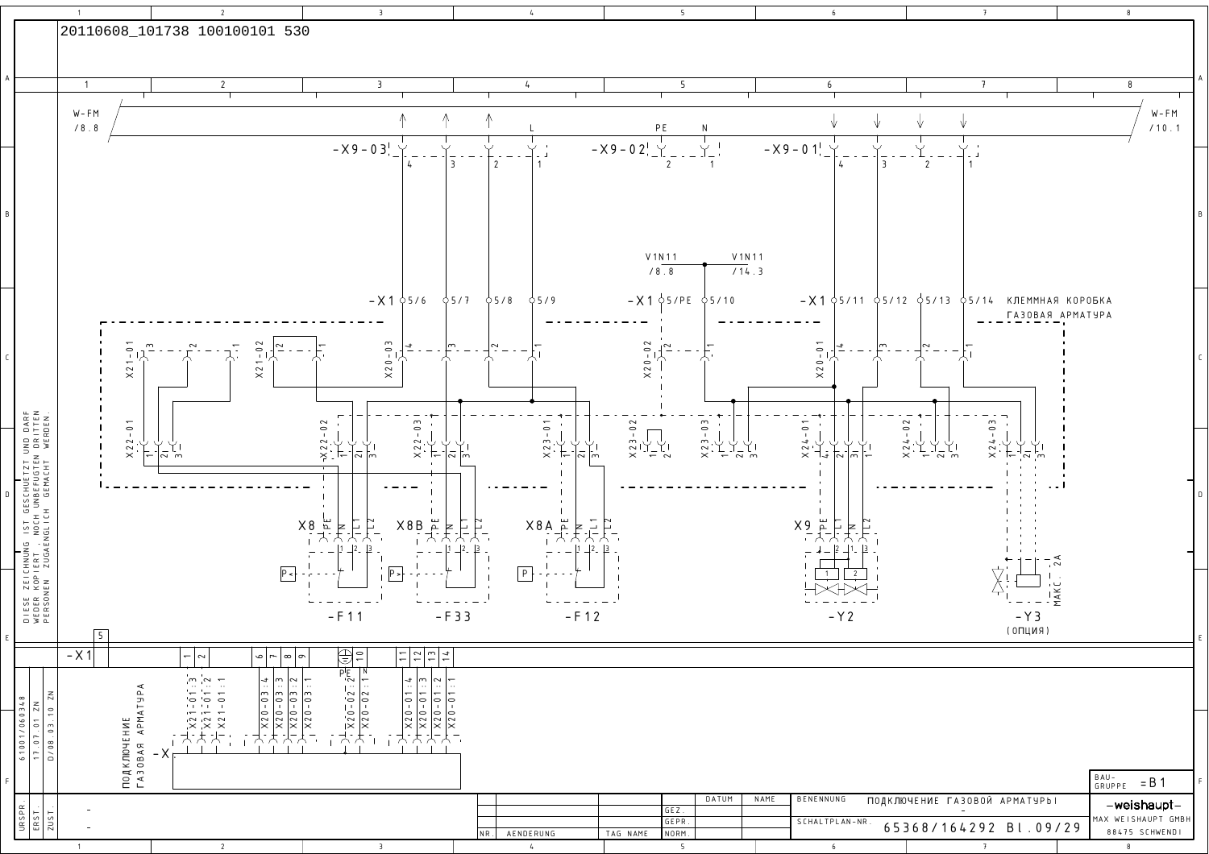20110608_101738 100100101 530

W-FM /8.8 — W-FM /10.1

-X9-03: 4, 3, 2, 1 (L)

-X9-02: 2 (PE), 1 (N)

-X9-01: 4, 3, 2, 1

V1N11 /8.8 — V1N11 /14.3

-X1: 5/6, 5/7, 5/8, 5/9

-X1: 5/PE, 5/10

-X1: 5/11, 5/12, 5/13, 5/14

КЛЕММНАЯ КОРОБКА ГАЗОВАЯ АРМАТУРА

X21-01: 3, 2, 1
X21-02: 2, 1
X20-03: 4, 3, 2, 1
X20-02: PE, 1
X20-01: 4, 3, 2, 1

X22-01: 1, 2, 3
X22-02: 4, 1, 2, 3
X22-03: 1, 2, 3
X23-01: 1, 2, 3
X23-02: 1, 2
X23-03: 1, 2, 3
X24-01: 4, 2, 3, 1
X24-02: 1, 2, 3
X24-03: 1, 2, 3

X8: PE, N, L1, L2 — 1, 2, 3 — P< — -F11

X8B: PE, N, L1, L2 — 1, 2, 3 — P> — -F33

X8A: PE, N, L1, L2 — 1, 2, 3 — P — -F12

X9: PE, L1, N, L2 — 1, 2, 3 — 1, 2 — -Y2

МАКС. 2A — -Y3 (ОПЦИЯ)

DIESE ZEICHNUNG IST GESCHUETZT UND DARF WEDER KOPIERT, NOCH UNBEFUGTEN DRITTEN PERSONEN ZUGAENGLICH GEMACHT WERDEN.

| -X1 | 5 |
|---|---|

| 1 | 2 | 6 | 7 | 8 | 9 | PE | 10 | 11 | 12 | 13 | 14 |
|---|---|---|---|---|---|---|---|---|---|---|---|
| X21-01:3 | X21-01:2 | X21-01:1 | X20-03:4 | X20-03:3 | X20-03:2 | X20-03:1 | X20-02:PE | X20-02:1 | X20-01:4 | X20-01:3 | X20-01:2 | X20-01:1 |

-X ПОДКЛЮЧЕНИЕ ГАЗОВАЯ АРМАТУРА

61001/060348 — 17.07.01 ZN — D/08.03.10 ZN

URSPR. — ERST. — ZUST.

| NR. | AENDERUNG | TAG | NAME | | DATUM | NAME |
|---|---|---|---|---|---|---|
| | | | | GEZ. | | |
| | | | | GEPR. | | |
| | | | | NORM. | | |

BENENNUNG: ПОДКЛЮЧЕНИЕ ГАЗОВОЙ АРМАТУРЫ

SCHALTPLAN-NR. 65368/164292 Bl.09/29

BAU-GRUPPE =B1

-weishaupt- MAX WEISHAUPT GMBH 88475 SCHWENDI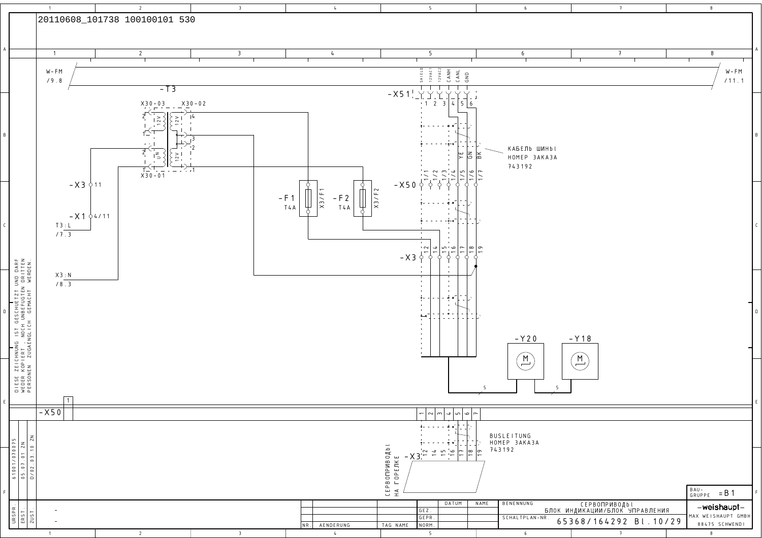20110608_101738 100100101 530

W-FM /9.8

W-FM /11.1

-T3

X30-03 X30-02 X30-01

12V 12V UN 12V

-X51

SHIELD 12VAC1 12VAC2 CANH CANL GND

1 2 3 4 5 6

КАБЕЛЬ ШИНЫ
НОМЕР ЗАКАЗА
743192

YE GN BK

-X50 1/1 1/2 1/3 1/4 1/5 1/6 1/7

-X3 11

-X1 4/11

T3:L /7.3

X3:N /8.3

-F1 T4A X3/F1

-F2 T4A X3/F2

-X3 12 14 15 16 17 18 19

-Y20

-Y18

5

5

DIESE ZEICHNUNG IST GESCHUETZT UND DARF WEDER KOPIERT, NOCH UNBEFUGTEN DRITTEN PERSONEN ZUGAENGLICH GEMACHT WERDEN.

-X50 1 2 3 4 5 6 7

BUSLEITUNG
НОМЕР ЗАКАЗА
743192

СЕРВОПРИВОДЫ НА ГОРЕЛКЕ -X3 12 14 15 16 17 18 19

| URSPR. | ERST. | ZUST. |
|---|---|---|
| 61001/070075 | 05.07.01 ZN | D/02.03.10 ZN |

| NR. | AENDERUNG | TAG | NAME |
|---|---|---|---|
| | | | |

| | DATUM | NAME |
|---|---|---|
| GEZ. | | |
| GEPR. | | |
| NORM. | | |

BENENNUNG: СЕРВОПРИВОДЫ БЛОК ИНДИКАЦИИ/БЛОК УПРАВЛЕНИЯ

SCHALTPLAN-NR.: 65368/164292 Bl.10/29

BAU-GRUPPE =B1

-weishaupt-
MAX WEISHAUPT GMBH
88475 SCHWENDI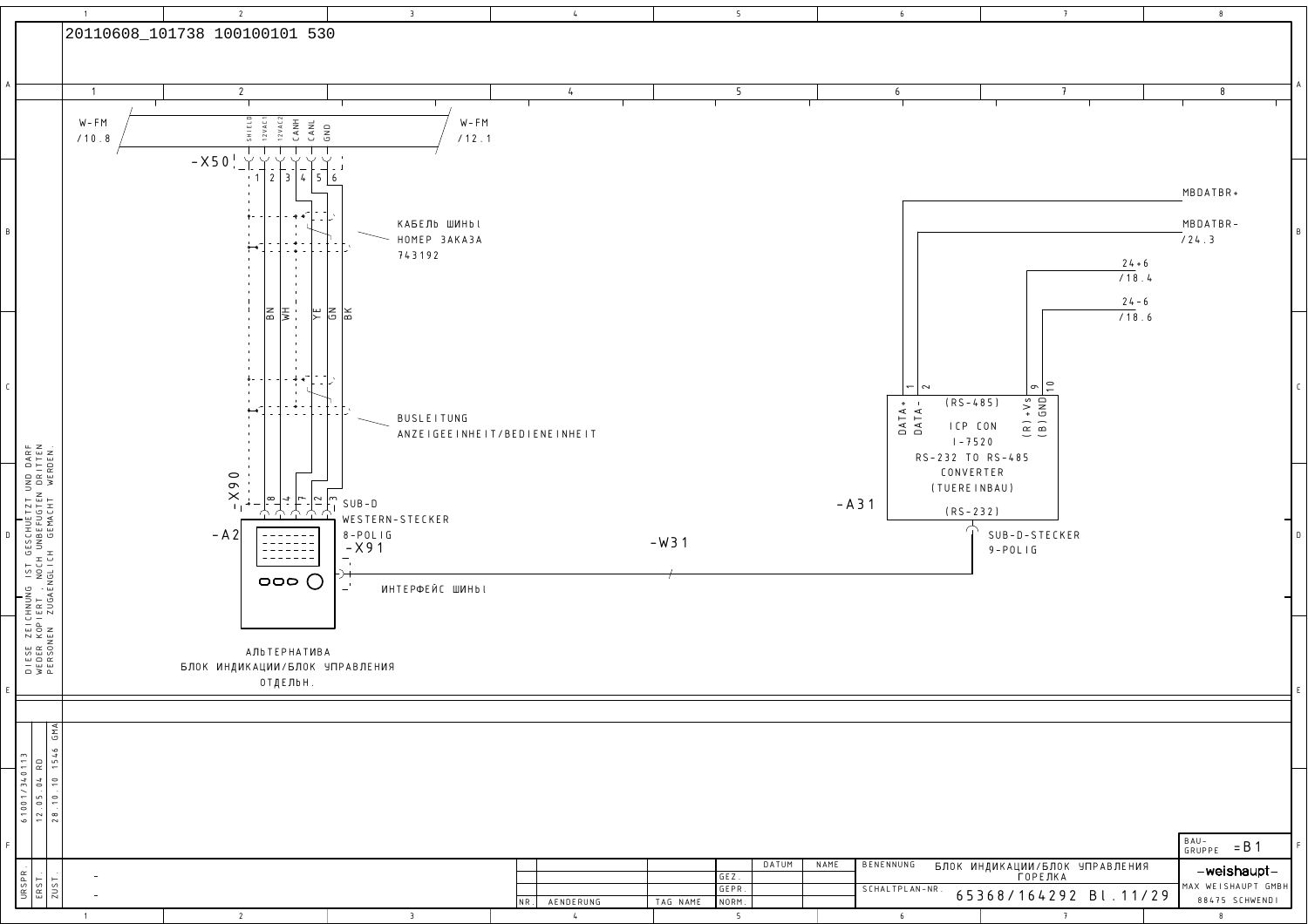20110608_101738 100100101 530

W-FM /10.8

W-FM /12.1

-X50

| 1 | 2 | 3 | 4 | 5 | 6 |
| --- | --- | --- | --- | --- | --- |
| SHIELD | 12VAC1 | 12VAC2 | CANH | CANL | GND |
| | BN | WH | YE | GN | BK |

КАБЕЛЬ ШИНЫ
НОМЕР ЗАКАЗА
743192

BUSLEITUNG
ANZEIGEEINHEIT/BEDIENEINHEIT

-X90

| 8 | 4 | 7 | 2 | 3 |
| --- | --- | --- | --- | --- |

SUB-D
WESTERN-STECKER
8-POLIG

-A2

-X91

ИНТЕРФЕЙС ШИНЫ

-W31

АЛЬТЕРНАТИВА
БЛОК ИНДИКАЦИИ/БЛОК УПРАВЛЕНИЯ
ОТДЕЛЬН.

MBDATBR+

MBDATBR-
/24.3

24+6
/18.4

24-6
/18.6

-A31

| 1 | 2 | 9 | 10 |
| --- | --- | --- | --- |
| DATA+ | DATA- | (R)+Vs | (B)GND |

(RS-485)
ICP CON
I-7520
RS-232 TO RS-485
CONVERTER
(TUEREINBAU)
(RS-232)

SUB-D-STECKER
9-POLIG

DIESE ZEICHNUNG IST GESCHUETZT UND DARF WEDER KOPIERT, NOCH UNBEFUGTEN DRITTEN PERSONEN ZUGAENGLICH GEMACHT WERDEN.

URSPR. 61001/340113
ERST. 12.05.04 RD
ZUST. 28.10.10 1546 GMA

BENENNUNG: БЛОК ИНДИКАЦИИ/БЛОК УПРАВЛЕНИЯ ГОРЕЛКА

SCHALTPLAN-NR. 65368/164292 Bl.11/29

BAU-GRUPPE =B1

-weishaupt-
MAX WEISHAUPT GMBH
88475 SCHWENDI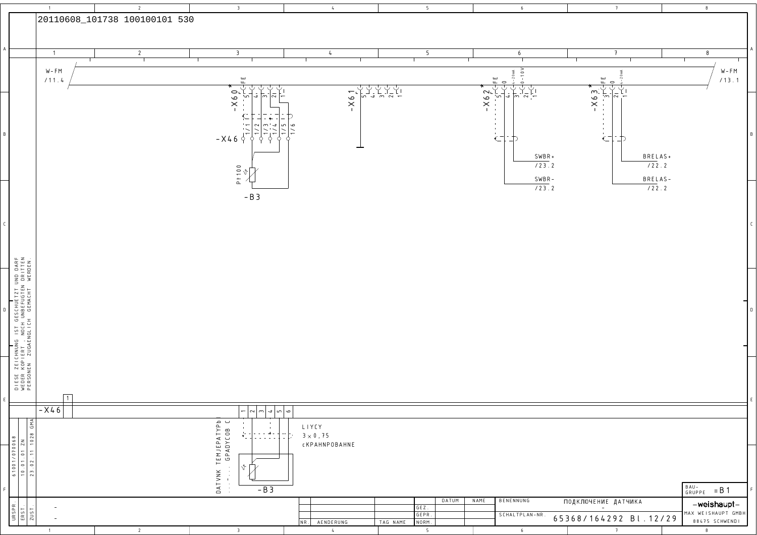20110608_101738 100100101 530

W-FM /11.4

W-FM /13.1

-X60 FE 5 4 3 2 1

-X46 1/1 1/2 1/3 1/4 1/5 1/6

Pt100

-B3

-X61 PE 5 4 3 2 1

-X62 FE 5 0 4 4-20mA 3 0-10V 2 1

SWBR+ /23.2

SWBR- /23.2

-X63 FE 3 0 2 4-20mA 1

BRELAS+ /22.2

BRELAS- /22.2

DIESE ZEICHNUNG IST GESCHUETZT UND DARF WEDER KOPIERT, NOCH UNBEFUGTEN DRITTEN PERSONEN ZUGAENGLICH GEMACHT WERDEN.

| -X46 | 1 | 2 | 3 | 4 | 5 | 6 |
|---|---|---|---|---|---|---|

DATVNK TEMJEPATYPЬ ... GPADYCOB C

LIYCY
3 × 0,75
cKPAHNPOBAHNE

-B3

| URSPR. | 61001/07006B |
|---|---|
| ERST. | 10.01.01 ZN |
| ZUST. | 23.02.11 1028 GMA |

| NR. | AENDERUNG | TAG NAME | NORM. | DATUM | NAME |
|---|---|---|---|---|---|
| | | | GEZ. | | |
| | | | GEPR. | | |

BENENNUNG: ПОДКЛЮЧЕНИЕ ДАТЧИКА

SCHALTPLAN-NR.: 65368/164292 Bl.12/29

BAU-GRUPPE =B1

-weishaupt- MAX WEISHAUPT GMBH 88475 SCHWENDI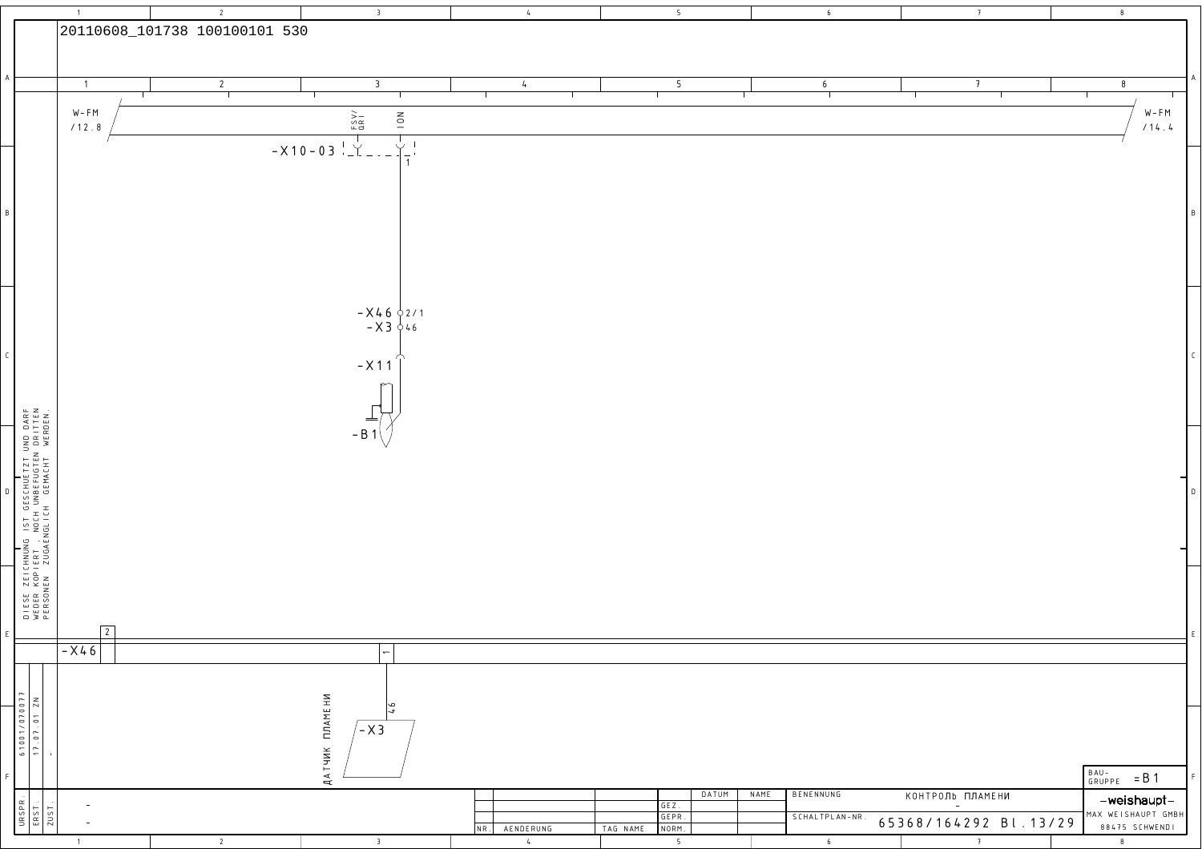20110608_101738 100100101 530

W-FM /12.8

FSV/ QRI

ION

W-FM /14.4

-X10-03

1

-X46 2/1

-X3 46

-X11

-B1

DIESE ZEICHNUNG IST GESCHUETZT UND DARF WEDER KOPIERT, NOCH UNBEFUGTEN DRITTEN PERSONEN ZUGAENGLICH GEMACHT WERDEN.

| -X46 | 2 | 1 |
|---|---|---|

ДАТЧИК ПЛАМЕНИ

46

-X3

| URSPR. | 61001/070077 |
|---|---|
| ERST. | 17.07.01 ZN |
| ZUST. | - |

| NR. | AENDERUNG | TAG | NAME | | DATUM | NAME |
|---|---|---|---|---|---|---|
| | | | | GEZ. | | |
| | | | | GEPR. | | |
| | | | | NORM. | | |

BENENNUNG: КОНТРОЛЬ ПЛАМЕНИ

SCHALTPLAN-NR.: 65368/164292 Bl.13/29

BAU-GRUPPE: =B1

-weishaupt-
MAX WEISHAUPT GMBH
88475 SCHWENDI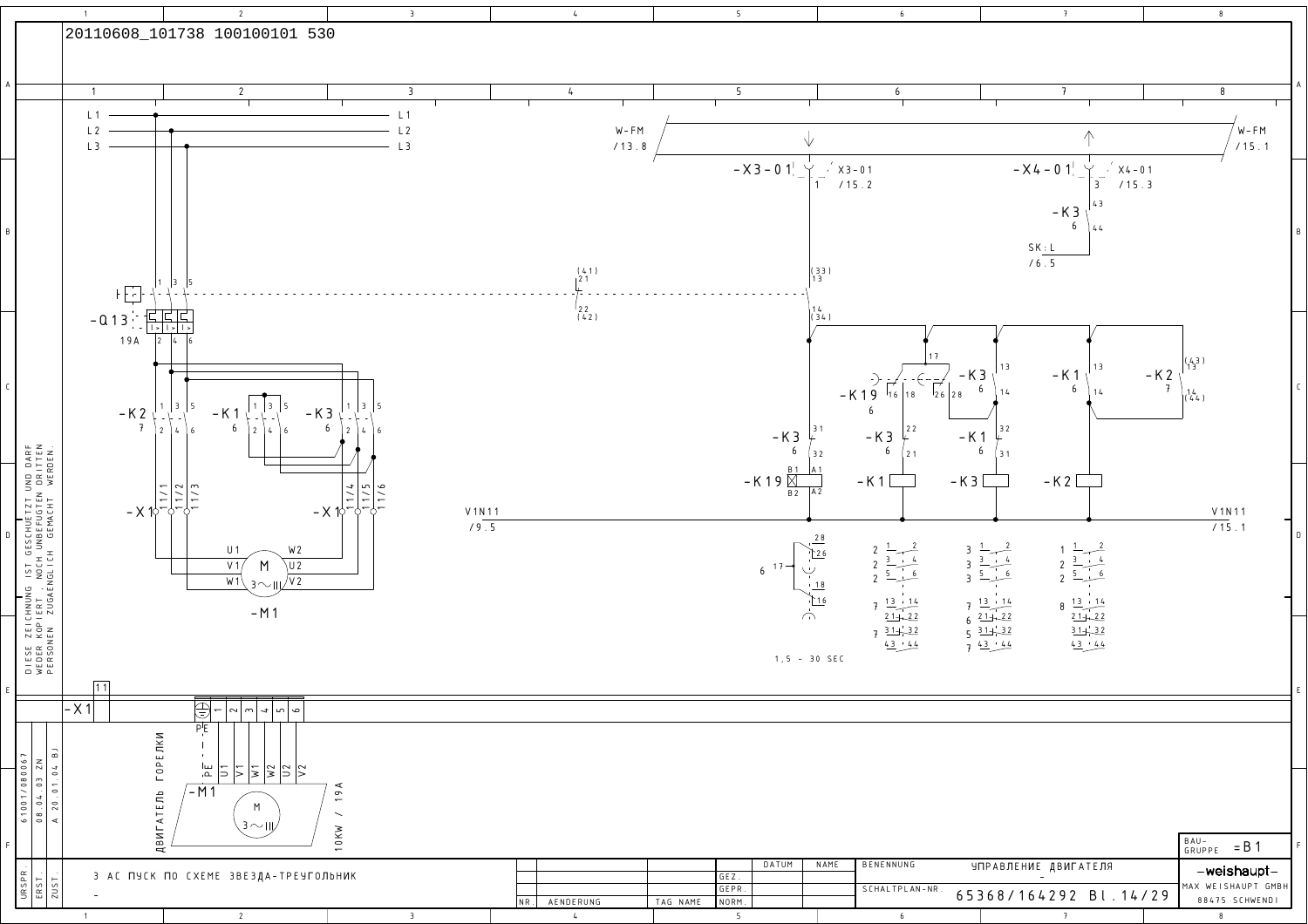20110608_101738 100100101 530

L1 L2 L3

W-FM /13.8 — W-FM /15.1

-X3-01 X3-01 /15.2

-X4-01 X4-01 /15.3

-K3 6 (43/44)

SK:L /6.5

-Q13 19A

-K2 7 — -K1 6 — -K3 6

-K19 6 (16, 18, 26, 28, 17)

-K3 6 — -K1 6 — -K2 7

-K3 6 (31/32) — -K3 6 (22/21) — -K1 6 (32/31)

-K19 (B1 A1 / B2 A2) — -K1 — -K3 — -K2

V1N11 /9.5 — V1N11 /15.1

-X1 11/1 11/2 11/3 — -X1 11/4 11/5 11/6

U1 V1 W1 — M 3~ — W2 U2 V2

-M1

1,5 - 30 SEC

| | K1 | K3 | K2 |
|---|---|---|---|
| 1–2 | 2 | 3 | 1 |
| 3–4 | 2 | 3 | 2 |
| 5–6 | 2 | 3 | 2 |
| 13–14 | 7 | 7 | 8 |
| 21–22 | | 6 | |
| 31–32 | 7 | 5 | |
| 43–44 | | 7 | |

K19: 6 17 – 28, 26, 18, 16

-X1 11 — PE 1 2 3 4 5 6

ДВИГАТЕЛЬ ГОРЕЛКИ

-M1 PE U1 V1 W1 W2 U2 V2 — M 3~ — 10KW / 19A

DIESE ZEICHNUNG IST GESCHUETZT UND DARF WEDER KOPIERT, NOCH UNBEFUGTEN DRITTEN PERSONEN ZUGAENGLICH GEMACHT WERDEN.

URSPR. 61001/080067 — ERST. 08.04.03 ZN — ZUST. A 20.01.04 BJ

3 AC ПУСК ПО СХЕМЕ ЗВЕЗДА-ТРЕУГОЛЬНИК

BENENNUNG: УПРАВЛЕНИЕ ДВИГАТЕЛЯ

SCHALTPLAN-NR. 65368/164292 Bl.14/29

BAUGRUPPE =B1

-weishaupt- MAX WEISHAUPT GMBH 88475 SCHWENDI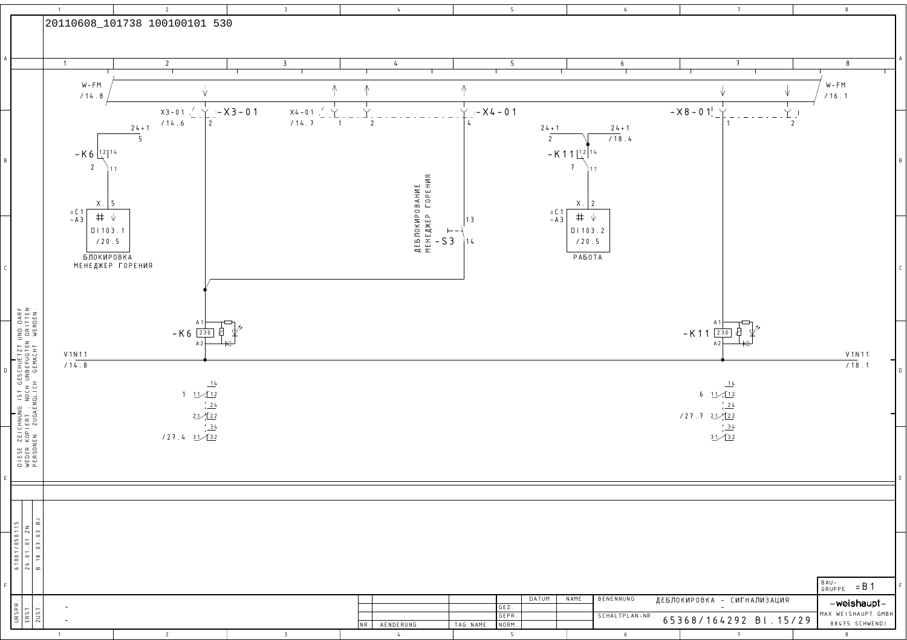20110608_101738 100100101 530

W-FM /14.8

W-FM /16.1

X3-01 /14.6 — -X3-01 — 2

X4-01 /14.7 — 1 — 2 — -X4-01 — 4

-X8-01 — 1 — 2

24+1 5

-K6 12 14 — 2 11

X. 5

=C1 -A3

DI103.1 /20.5

БЛОКИРОВКА МЕНЕДЖЕР ГОРЕНИЯ

ДЕБЛОКИРОВАНИЕ МЕНЕДЖЕР ГОРЕНИЯ

-S3 13 14

24+1 2 — 24+1 /18.4

-K11 12 14 — 7 11

X. 2

=C1 -A3

DI103.2 /20.5

РАБОТА

-K6 A1 230 A2

-K11 A1 230 A2

V1N11 /14.8

V1N11 /18.1

| -K6 | | |
|---|---|---|
| 1 | 11 | 12 / 14 |
| | 21 | 22 / 24 |
| /27.4 | 31 | 32 / 34 |

| -K11 | | |
|---|---|---|
| 6 | 11 | 12 / 14 |
| /27.7 | 21 | 22 / 24 |
| | 31 | 32 / 34 |

DIESE ZEICHNUNG IST GESCHUETZT UND DARF WEDER KOPIERT, NOCH UNBEFUGTEN DRITTEN PERSONEN ZUGAENGLICH GEMACHT WERDEN.

URSPR. 61001/050115 — ERST. 26.01.01 ZN — ZUST. B 18.03.03 BJ

BENENNUNG: ДЕБЛОКИРОВКА - СИГНАЛИЗАЦИЯ

SCHALTPLAN-NR. 65368/164292 Bl.15/29

BAU-GRUPPE =B1

weishaupt — MAX WEISHAUPT GMBH 88475 SCHWENDI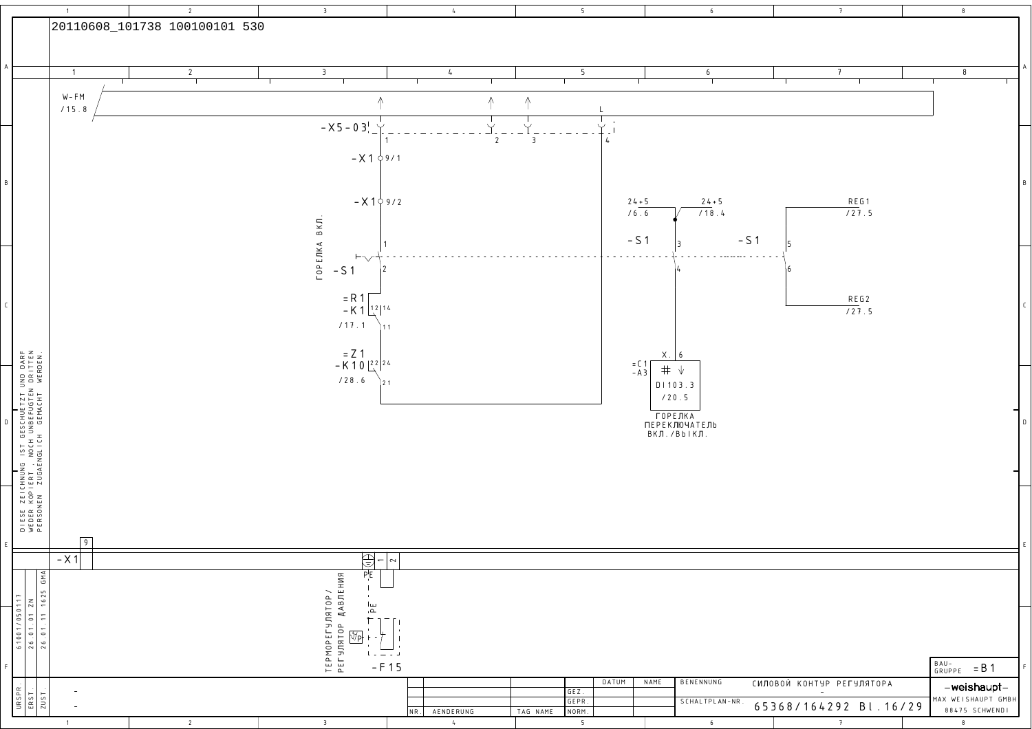20110608_101738 100100101 530

W-FM
/15.8

-X5-03 1 2 3 L 4

-X1 9/1

-X1 9/2

ГОРЕЛКА ВКЛ.

-S1 1 2

=R1
-K1 12 14 11
/17.1

=Z1
-K10 22 24 21
/28.6

24+5
/6.6

24+5
/18.4

-S1 3 4

-S1 5 6

REG1
/27.5

REG2
/27.5

=C1
-A3

X. 6

DI103.3
/20.5

ГОРЕЛКА
ПЕРЕКЛЮЧАТЕЛЬ
ВКЛ./ВЫКЛ.

DIESE ZEICHNUNG IST GESCHUETZT UND DARF WEDER KOPIERT, NOCH UNBEFUGTEN DRITTEN PERSONEN ZUGAENGLICH GEMACHT WERDEN.

-X1 9

PE 1 2

PE

ТЕРМОРЕГУЛЯТОР/
РЕГУЛЯТОР ДАВЛЕНИЯ

-F15

| URSPR. | 61001/050117 |
| --- | --- |
| ERST. | 26.01.01 ZN |
| ZUST. | 26.01.11 1625 GMA |

| NR. | AENDERUNG | TAG | NAME | NORM. |
| --- | --- | --- | --- | --- |

| | DATUM | NAME |
| --- | --- | --- |
| GEZ. | | |
| GEPR. | | |
| NORM. | | |

BENENNUNG: СИЛОВОЙ КОНТУР РЕГУЛЯТОРА

SCHALTPLAN-NR.: 65368/164292 Bl.16/29

BAU-GRUPPE =B1

-weishaupt-
MAX WEISHAUPT GMBH
88475 SCHWENDI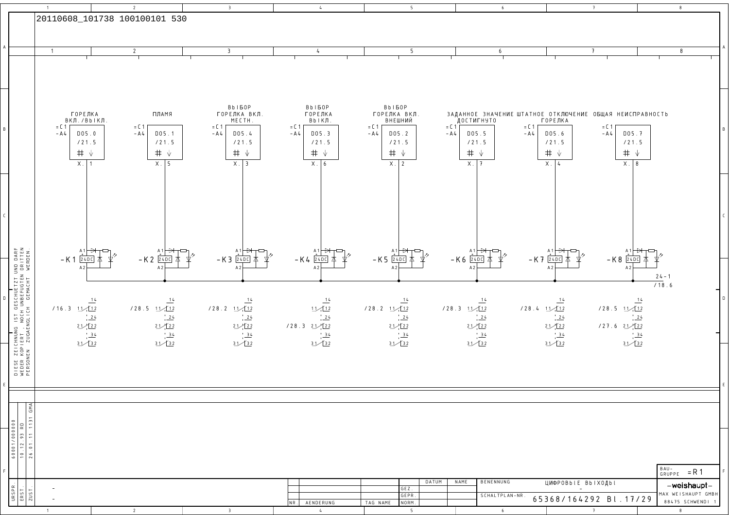20110608_101738 100100101 530

| | ГОРЕЛКА ВКЛ./ВЫКЛ. | ПЛАМЯ | ВЫБОР ГОРЕЛКА ВКЛ. МЕСТН. | ВЫБОР ГОРЕЛКА ВЫКЛ. | ВЫБОР ГОРЕЛКА ВКЛ. ВНЕШНИЙ | ЗАДАННОЕ ЗНАЧЕНИЕ ДОСТИГНУТО | ШТАТНОЕ ОТКЛЮЧЕНИЕ ГОРЕЛКА | ОБЩАЯ НЕИСПРАВНОСТЬ |
|---|---|---|---|---|---|---|---|---|
| Модуль | =C1 -A4 | =C1 -A4 | =C1 -A4 | =C1 -A4 | =C1 -A4 | =C1 -A4 | =C1 -A4 | =C1 -A4 |
| Выход | DO5.0 /21.5 | DO5.1 /21.5 | DO5.4 /21.5 | DO5.3 /21.5 | DO5.2 /21.5 | DO5.5 /21.5 | DO5.6 /21.5 | DO5.7 /21.5 |
| X. | 1 | 5 | 3 | 6 | 2 | 7 | 4 | 8 |
| Реле (24DC, A1/A2) | -K1 | -K2 | -K3 | -K4 | -K5 | -K6 | -K7 | -K8 |
| 11/12/14 | /16.3 | /28.5 | /28.2 | | /28.2 | /28.3 | /28.4 | /28.5 |
| 21/22/24 | | | | /28.3 | | | | /27.6 |
| 31/32/34 | | | | | | | | |

24-1 /18.6

DIESE ZEICHNUNG IST GESCHUETZT UND DARF WEDER KOPIERT, NOCH UNBEFUGTEN DRITTEN PERSONEN ZUGAENGLICH GEMACHT WERDEN.

| URSPR. | ERST. | ZUST. |
|---|---|---|
| 60001/000000 | 10.12.93 RD | 26.01.11 1131 GMA |

BENENNUNG: ЦИФРОВЫЕ ВЫХОДЫ

SCHALTPLAN-NR.: 65368/164292 Bl.17/29

BAU-GRUPPE: =R1

weishaupt — MAX WEISHAUPT GMBH, 88475 SCHWENDI 1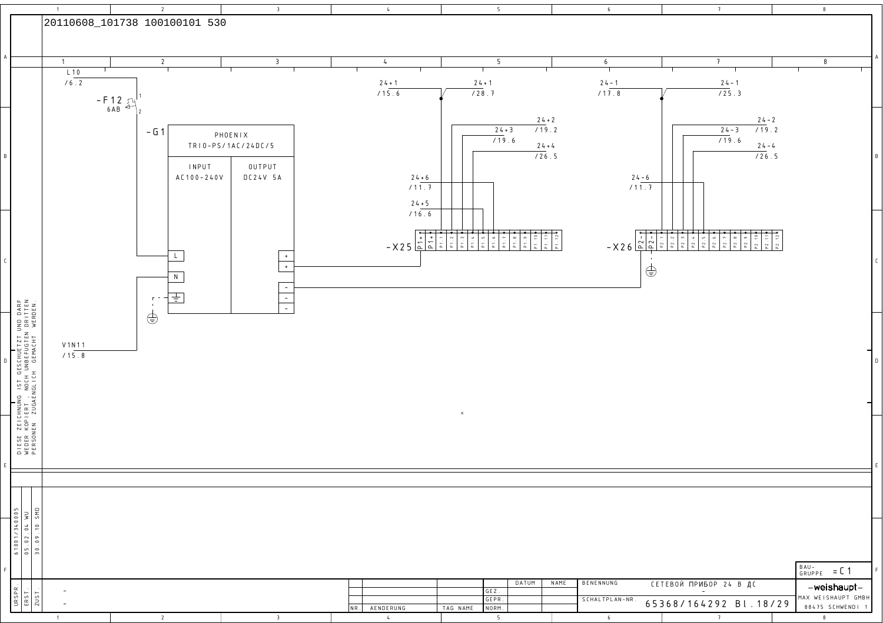20110608_101738 100100101 530

L10
/6.2

-F12
6AB

-G1

PHOENIX
TRIO-PS/1AC/24DC/5

| INPUT | OUTPUT |
|---|---|
| AC100-240V | DC24V 5A |

L
N

V1N11
/15.8

24+1
/15.6

24+1
/28.7

24+2
/19.2

24+3
/19.6

24+4
/26.5

24+6
/11.7

24+5
/16.6

-X25

P1+ P1+ P1.1 P1.2 P1.3 P1.4 P1.5 P1.6 P1.7 P1.8 P1.9 P1.10 P1.11 P1.12

24-1
/17.8

24-1
/25.3

24-2
/19.2

24-3
/19.6

24-4
/26.5

24-6
/11.7

-X26

P2- P2- P2.1 P2.2 P2.3 P2.4 P2.5 P2.6 P2.7 P2.8 P2.9 P2.10 P2.11 P2.12

DIESE ZEICHNUNG IST GESCHUETZT UND DARF WEDER KOPIERT, NOCH UNBEFUGTEN DRITTEN PERSONEN ZUGAENGLICH GEMACHT WERDEN.

URSPR. 61001/340005
ERST. 05.02.04 WU
ZUST. 30.09.10 SMD

| NR. | AENDERUNG | TAG | NAME | | DATUM | NAME |
|---|---|---|---|---|---|---|
| | | | | GEZ. | | |
| | | | | GEPR. | | |
| | | | | NORM. | | |

BENENNUNG: СЕТЕВОЙ ПРИБОР 24 В ДС

SCHALTPLAN-NR. 65368/164292 Bl.18/29

BAU-GRUPPE =C1

-weishaupt-
MAX WEISHAUPT GMBH
88475 SCHWENDI 1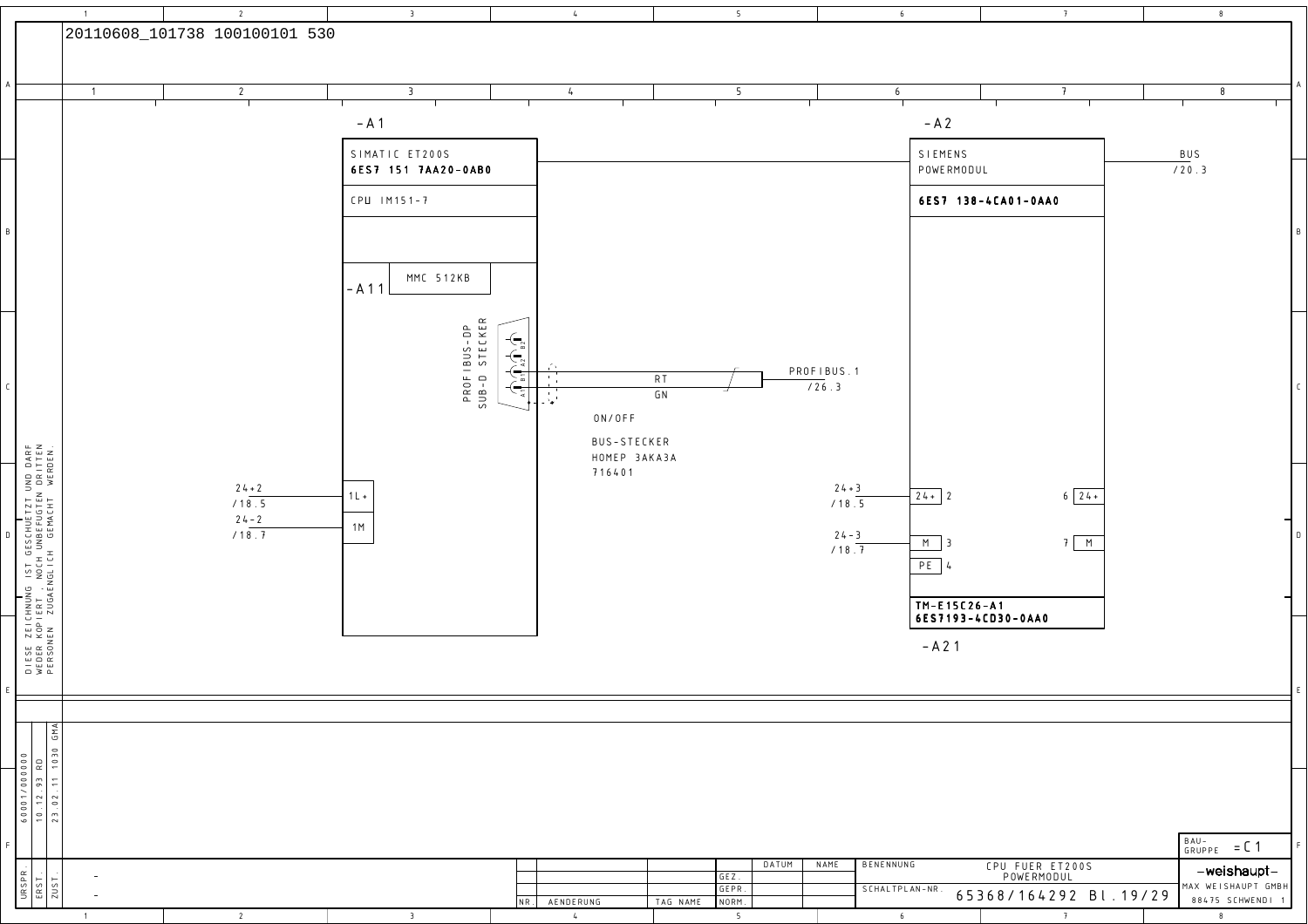20110608_101738 100100101 530

## -A1

SIMATIC ET200S
**6ES7 151 7AA20-0AB0**

CPU IM151-7

-A11 MMC 512KB

PROFIBUS-DP
SUB-D STECKER

A1 B1 A2 B2

RT
GN

PROFIBUS.1
/26.3

ON/OFF

BUS-STECKER
HOMEP 3AKA3A
716401

24+2
/18.5

1L+

24-2
/18.7

1M

## -A2

SIEMENS
POWERMODUL

**6ES7 138-4CA01-0AA0**

BUS
/20.3

24+3
/18.5

24+ 2

6 24+

24-3
/18.7

M 3

7 M

PE 4

**TM-E15C26-A1**
**6ES7193-4CD30-0AA0**

-A21

DIESE ZEICHNUNG IST GESCHUETZT UND DARF WEDER KOPIERT, NOCH UNBEFUGTEN DRITTEN PERSONEN ZUGAENGLICH GEMACHT WERDEN.

| URSPR. | 60001/000000 |
|---|---|
| ERST. | 10.12.93 RD |
| ZUST. | 23.02.11 1030 GMA |

| NR. | AENDERUNG | TAG | NAME | | DATUM | NAME |
|---|---|---|---|---|---|---|
| | | | | GEZ. | | |
| | | | | GEPR. | | |
| | | | | NORM. | | |

BENENNUNG: CPU FUER ET200S POWERMODUL

SCHALTPLAN-NR.: 65368/164292 Bl.19/29

BAU-GRUPPE =C1

-weishaupt-
MAX WEISHAUPT GMBH
88475 SCHWENDI 1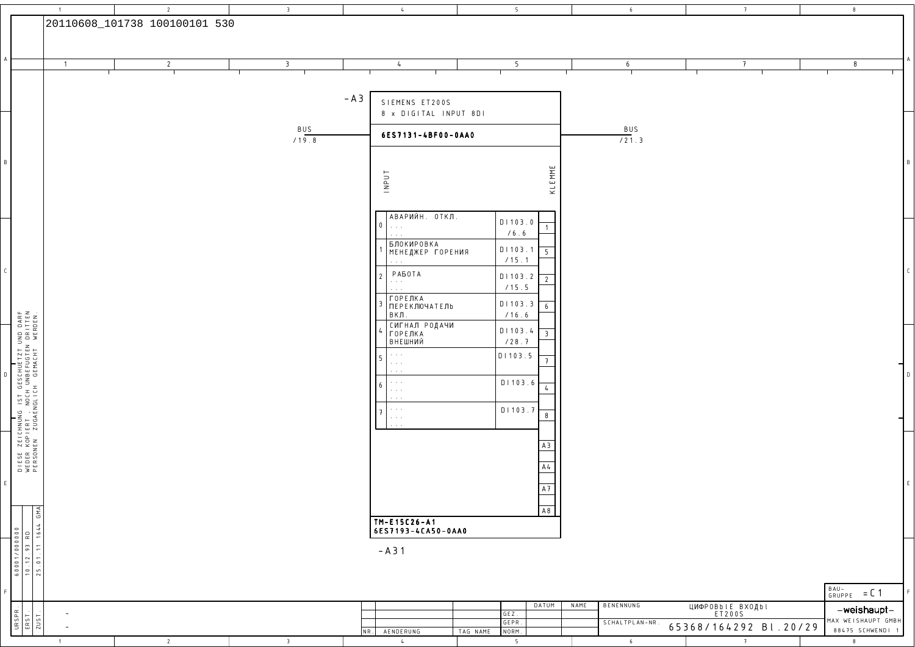20110608_101738 100100101 530

**-A3**

SIEMENS ET200S
8 x DIGITAL INPUT 8DI

BUS /19.8 — BUS /21.3

**6ES7131-4BF00-0AA0**

| INPUT | | | KLEMME |
|---|---|---|---|
| 0 | АВАРИЙН. ОТКЛ. ... ... | DI103.0 /6.6 | 1 |
| 1 | БЛОКИРОВКА МЕНЕДЖЕР ГОРЕНИЯ ... | DI103.1 /15.1 | 5 |
| 2 | РАБОТА ... ... | DI103.2 /15.5 | 2 |
| 3 | ГОРЕЛКА ПЕРЕКЛЮЧАТЕЛЬ ВКЛ. | DI103.3 /16.6 | 6 |
| 4 | СИГНАЛ РОДАЧИ ГОРЕЛКА ВНЕШНИЙ | DI103.4 /28.7 | 3 |
| 5 | ... ... ... | DI103.5 | 7 |
| 6 | ... ... ... | DI103.6 | 4 |
| 7 | ... ... ... | DI103.7 | 8 |
| | | | A3 |
| | | | A4 |
| | | | A7 |
| | | | A8 |

**TM-E15C26-A1**
**6ES7193-4CA50-0AA0**

**-A31**

DIESE ZEICHNUNG IST GESCHUETZT UND DARF WEDER KOPIERT, NOCH UNBEFUGTEN DRITTEN PERSONEN ZUGAENGLICH GEMACHT WERDEN.

60001/000000 — 10.12.93 RD — 25.01.11 1644 GMA

URSPR. / ERST. / ZUST.: -, -

BAUGRUPPE = C1

| NR. | AENDERUNG | TAG NAME | | DATUM | NAME |
|---|---|---|---|---|---|
| | | | GEZ. | | |
| | | | GEPR. | | |
| | | | NORM. | | |

BENENNUNG: ЦИФРОВЫЕ ВХОДЫ ET200S

SCHALTPLAN-NR.: 65368/164292 Bl.20/29

-weishaupt- MAX WEISHAUPT GMBH 88475 SCHWENDI 1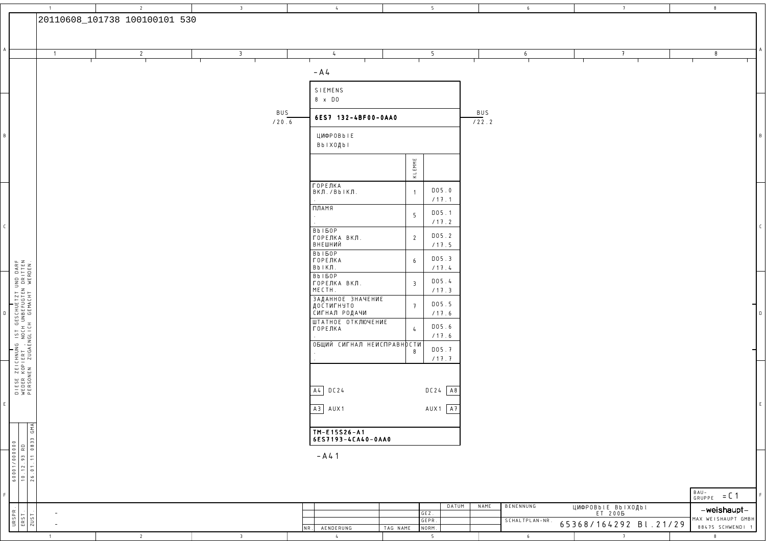20110608_101738 100100101 530

-A4

SIEMENS
8 x DO

BUS /20.6 — **6ES7 132-4BF00-0AA0** — BUS /22.2

ЦИФРОВЫЕ
ВЫХОДЫ

| | KLEMME | |
|---|---|---|
| ГОРЕЛКА ВКЛ./ВЫКЛ. | 1 | DO5.0 /17.1 |
| ПЛАМЯ | 5 | DO5.1 /17.2 |
| ВЫБОР ГОРЕЛКА ВКЛ. ВНЕШНИЙ | 2 | DO5.2 /17.5 |
| ВЫБОР ГОРЕЛКА ВЫКЛ. | 6 | DO5.3 /17.4 |
| ВЫБОР ГОРЕЛКА ВКЛ. МЕСТН. | 3 | DO5.4 /17.3 |
| ЗАДАННОЕ ЗНАЧЕНИЕ ДОСТИГНУТО СИГНАЛ РОДАЧИ | 7 | DO5.5 /17.6 |
| ШТАТНОЕ ОТКЛЮЧЕНИЕ ГОРЕЛКА | 4 | DO5.6 /17.6 |
| ОБЩИЙ СИГНАЛ НЕИСПРАВНОСТИ | 8 | DO5.7 /17.7 |

A4 DC24 — DC24 A8

A3 AUX1 — AUX1 A7

**TM-E15S26-A1**
**6ES7193-4CA40-0AA0**

-A41

DIESE ZEICHNUNG IST GESCHUETZT UND DARF WEDER KOPIERT, NOCH UNBEFUGTEN DRITTEN PERSONEN ZUGAENGLICH GEMACHT WERDEN.

| URSPR. | 60001/000000 |
|---|---|
| ERST. | 10.12.93 RD |
| ZUST. | 26.01.11 0833 GMA |

BAU-GRUPPE = C1

BENENNUNG: ЦИФРОВЫЕ ВЫХОДЫ ET 200Б

SCHALTPLAN-NR. 65368/164292 Bl.21/29

-weishaupt- MAX WEISHAUPT GMBH 88475 SCHWENDI 1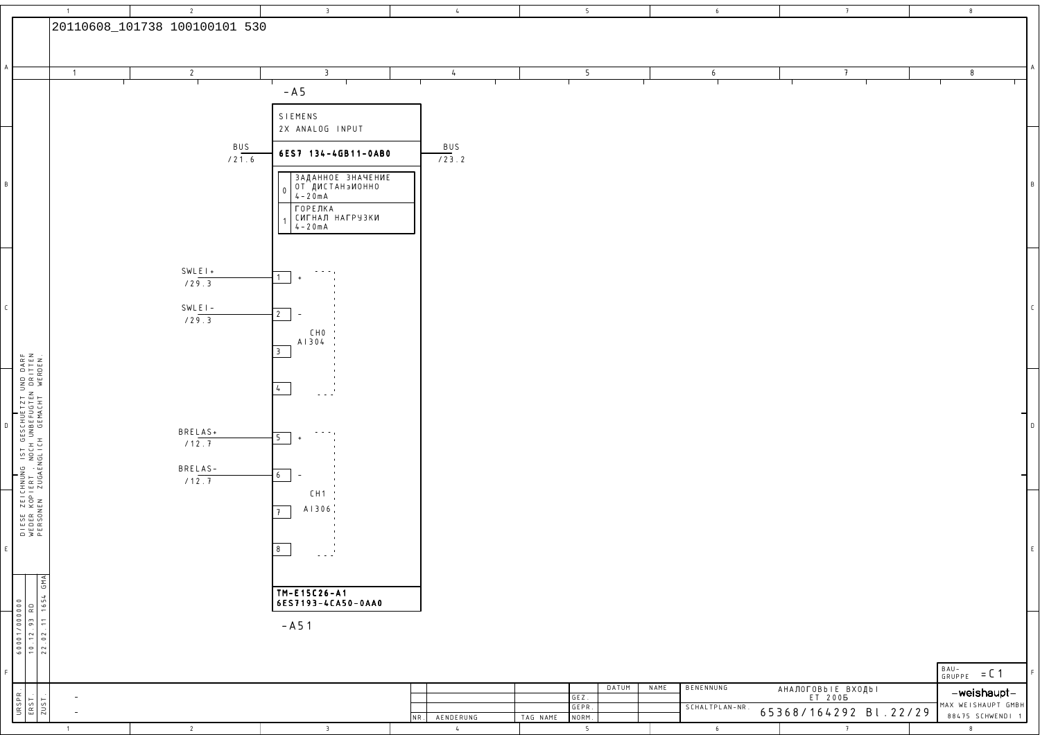20110608_101738 100100101 530

-A5

SIEMENS
2X ANALOG INPUT

BUS /21.6 — **6ES7 134-4GB11-0AB0** — BUS /23.2

| | |
|---|---|
| 0 | ЗАДАННОЕ ЗНАЧЕНИЕ ОТ ДИСТАНЗИОННО 4-20mA |
| 1 | ГОРЕЛКА СИГНАЛ НАГРУЗКИ 4-20mA |

| Signal | Ref. | Terminal | Polarity | Channel |
|---|---|---|---|---|
| SWLEI+ | /29.3 | 1 | + | CH0 AI304 |
| SWLEI- | /29.3 | 2 | - | CH0 AI304 |
| | | 3 | | CH0 AI304 |
| | | 4 | | CH0 AI304 |
| BRELAS+ | /12.7 | 5 | + | CH1 AI306 |
| BRELAS- | /12.7 | 6 | - | CH1 AI306 |
| | | 7 | | CH1 AI306 |
| | | 8 | | CH1 AI306 |

**TM-E15C26-A1**
**6ES7193-4CA50-0AA0**

-A51

DIESE ZEICHNUNG IST GESCHUETZT UND DARF WEDER KOPIERT, NOCH UNBEFUGTEN DRITTEN PERSONEN ZUGAENGLICH GEMACHT WERDEN.

URSPR. 60001/000000
ERST. 10.12.93 RD
ZUST. 22.02.11 1654 GMA

BENENNUNG: АНАЛОГОВЫЕ ВХОДЫ ET 200S

SCHALTPLAN-NR.: 65368/164292 Bl.22/29

BAU-GRUPPE: =C1

-weishaupt-
MAX WEISHAUPT GMBH
88475 SCHWENDI 1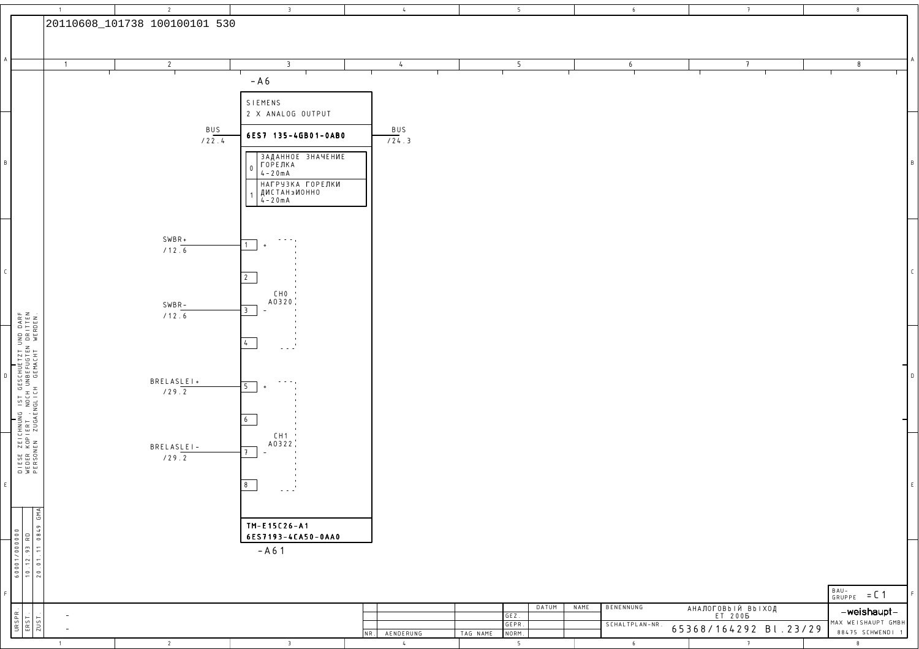20110608_101738 100100101 530

-A6

SIEMENS
2 X ANALOG OUTPUT

BUS /22.4 — **6ES7 135-4GB01-0AB0** — BUS /24.3

| | |
|---|---|
| 0 | ЗАДАННОЕ ЗНАЧЕНИЕ ГОРЕЛКА 4-20mA |
| 1 | НАГРУЗКА ГОРЕЛКИ ДИСТАНэИОННО 4-20mA |

| Signal | Reference | Terminal | Polarity | Channel |
|---|---|---|---|---|
| SWBR+ | /12.6 | 1 | + | CH0 AO320 |
| | | 2 | | CH0 AO320 |
| SWBR- | /12.6 | 3 | - | CH0 AO320 |
| | | 4 | | CH0 AO320 |
| BRELASLEI+ | /29.2 | 5 | + | CH1 AO322 |
| | | 6 | | CH1 AO322 |
| BRELASLEI- | /29.2 | 7 | - | CH1 AO322 |
| | | 8 | | CH1 AO322 |

**TM-E15C26-A1**
**6ES7193-4CA50-0AA0**

-A61

DIESE ZEICHNUNG IST GESCHUETZT UND DARF WEDER KOPIERT, NOCH UNBEFUGTEN DRITTEN PERSONEN ZUGAENGLICH GEMACHT WERDEN.

URSPR. 60001/000000 | ERST. 10.12.93 RD | ZUST. 20.01.11 0849 GMA

BENENNUNG: АНАЛОГОВЫЙ ВЫХОД ET 200Б

SCHALTPLAN-NR. 65368/164292 Bl.23/29

BAU-GRUPPE =C1

-weishaupt- MAX WEISHAUPT GMBH 88475 SCHWENDI 1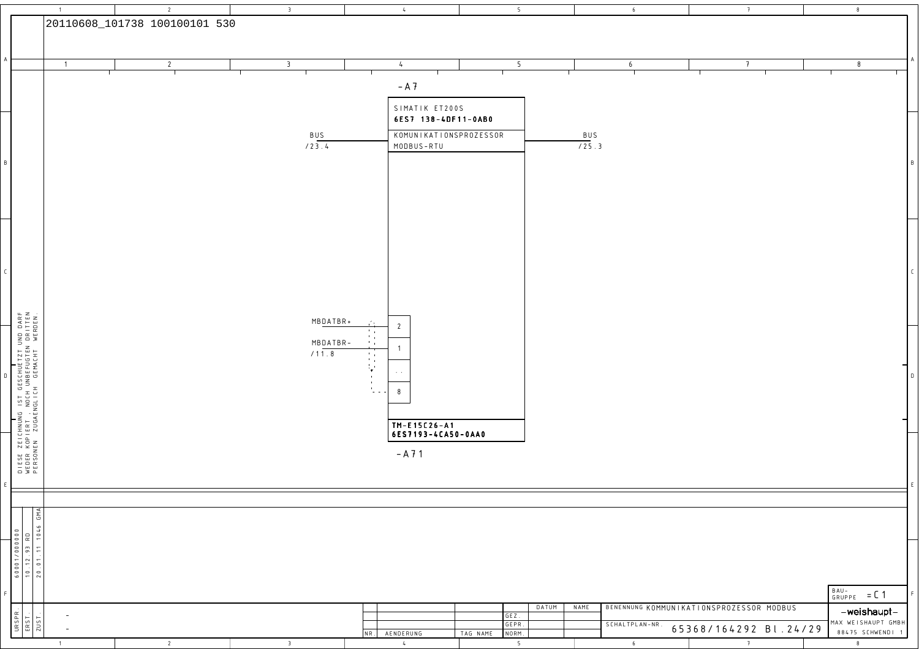20110608_101738 100100101 530

-A7

SIMATIK ET200S
**6ES7 138-4DF11-0AB0**

KOMUNIKATIONSPROZESSOR
MODBUS-RTU

BUS
/23.4

BUS
/25.3

MBDATBR+ — 2

MBDATBR- — 1
/11.8

..

8

**TM-E15C26-A1**
**6ES7193-4CA50-0AA0**

-A71

DIESE ZEICHNUNG IST GESCHUETZT UND DARF WEDER KOPIERT, NOCH UNBEFUGTEN DRITTEN PERSONEN ZUGAENGLICH GEMACHT WERDEN.

| URSPR. | ERST. | ZUST. |
|---|---|---|
| 60001/000000 | 10.12.93 RO | 20.01.11 1046 GMA |

| NR. | AENDERUNG | TAG NAME | | DATUM | NAME |
|---|---|---|---|---|---|
| | | | GEZ. | | |
| | | | GEPR. | | |
| | | | NORM. | | |

BENENNUNG KOMMUNIKATIONSPROZESSOR MODBUS

SCHALTPLAN-NR. 65368/164292 Bl.24/29

BAU-GRUPPE =C1

-weishaupt-
MAX WEISHAUPT GMBH
88475 SCHWENDI 1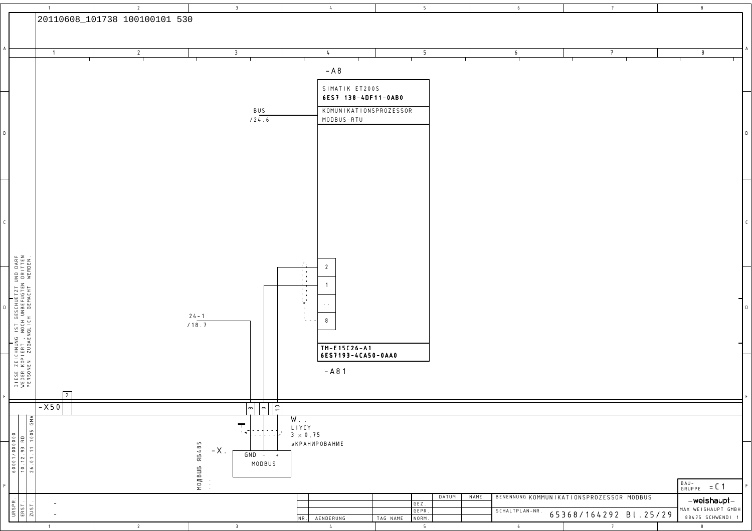20110608_101738 100100101 530

-A8

SIMATIK ET200S
**6ES7 138-4DF11-0AB0**

BUS
/24.6

KOMUNIKATIONSPROZESSOR
MODBUS-RTU

2
1
..
8

**TM-E15C26-A1**
**6ES7193-4CA50-0AA0**

-A81

24-1
/18.7

2

-X50

8 9 10

W..
LIYCY
3 x 0,75
экРАНИРОВАНИЕ

-X.

GND - +
MODBUS

МОДБUБ ЯБ485

DIESE ZEICHNUNG IST GESCHUETZT UND DARF WEDER KOPIERT, NOCH UNBEFUGTEN DRITTEN PERSONEN ZUGAENGLICH GEMACHT WERDEN.

| URSPR. | 60001/000000 |
| --- | --- |
| ERST. | 10.12.93 RD |
| ZUST. | 26.01.11 1005 GMA |

| NR. | AENDERUNG | TAG | NAME | | DATUM | NAME |
| --- | --- | --- | --- | --- | --- | --- |
| | | | | GEZ. | | |
| | | | | GEPR. | | |
| | | | | NORM. | | |

BENENNUNG KOMMUNIKATIONSPROZESSOR MODBUS

SCHALTPLAN-NR. 65368/164292 Bl.25/29

BAU-GRUPPE =C1

-weishaupt-
MAX WEISHAUPT GMBH
88475 SCHWENDI 1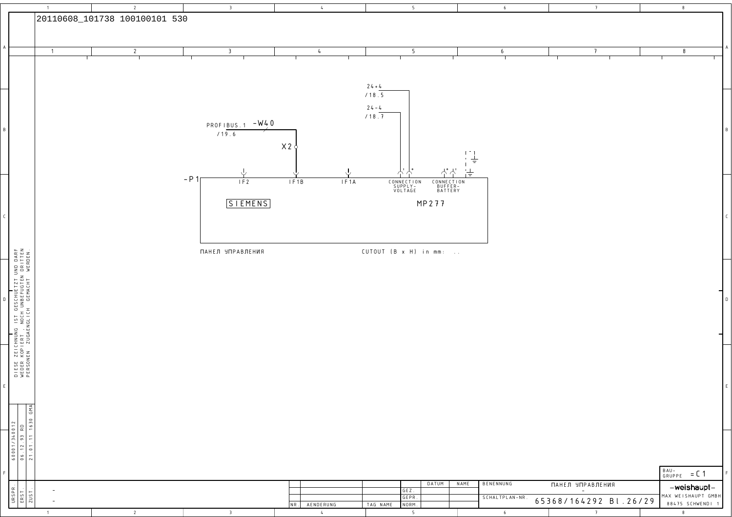20110608_101738 100100101 530

24+4
/18.5

24-4
/18.7

PROFIBUS.1 -W40
/19.6

X2

-P1

IF2 IF1B IF1A

CONNECTION SUPPLY-VOLTAGE

CONNECTION BUFFER-BATTERY

SIEMENS

MP277

ПАНЕЛ УПРАВЛЕНИЯ

CUTOUT (B x H) in mm: ..

DIESE ZEICHNUNG IST GESCHUETZT UND DARF WEDER KOPIERT, NOCH UNBEFUGTEN DRITTEN PERSONEN ZUGAENGLICH GEMACHT WERDEN.

| URSPR. | ERST. | ZUST. |
|---|---|---|
| 60001/340012 | 06.12.93 RD | 21.01.11 1630 GMA |

| NR. | AENDERUNG | TAG | NAME | | DATUM | NAME |
|---|---|---|---|---|---|---|
| | | | | GEZ. | | |
| | | | | GEPR. | | |
| | | | | NORM. | | |

BENENNUNG: ПАНЕЛ УПРАВЛЕНИЯ

SCHALTPLAN-NR. 65368/164292 Bl.26/29

BAU-GRUPPE =C1

-weishaupt-
MAX WEISHAUPT GMBH
88475 SCHWENDI 1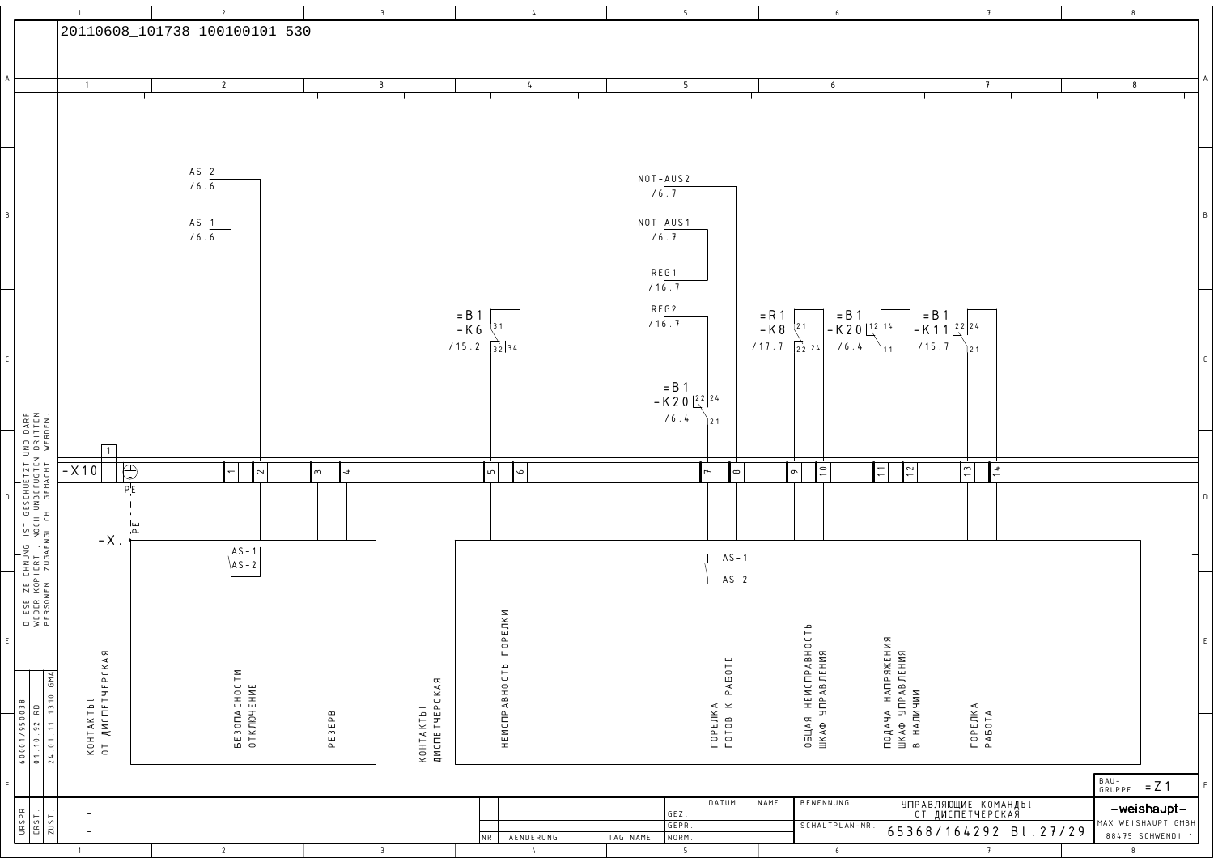20110608_101738 100100101 530

AS-2 /6.6

AS-1 /6.6

NOT-AUS2 /6.7

NOT-AUS1 /6.7

REG1 /16.7

REG2 /16.7

=B1 -K6 /15.2 31 32 34

=B1 -K20 /6.4 22 24 21

=R1 -K8 /17.7 21 22 24

=B1 -K20 /6.4 12 14 11

=B1 -K11 /15.7 22 24 21

-X10 1 PE 1 2 3 4 5 6 7 8 9 10 11 12 13 14

-X. PE

AS-1
AS-2

| Клеммы | Назначение |
| --- | --- |
| PE | КОНТАКТЫ ОТ ДИСПЕТЧЕРСКАЯ |
| 1, 2 | БЕЗОПАСНОСТИ ОТКЛЮЧЕНИЕ |
| 3, 4 | РЕЗЕРВ |
| | КОНТАКТЫ ДИСПЕТЧЕРСКАЯ |
| 5, 6 | НЕИСПРАВНОСТЬ ГОРЕЛКИ |
| 7, 8 | ГОРЕЛКА ГОТОВ К РАБОТЕ |
| 9, 10 | ОБЩАЯ НЕИСПРАВНОСТЬ ШКАФ УПРАВЛЕНИЯ |
| 11, 12 | ПОДАЧА НАПРЯЖЕНИЯ ШКАФ УПРАВЛЕНИЯ В НАЛИЧИИ |
| 13, 14 | ГОРЕЛКА РАБОТА |

DIESE ZEICHNUNG IST GESCHUETZT UND DARF WEDER KOPIERT, NOCH UNBEFUGTEN DRITTEN PERSONEN ZUGAENGLICH GEMACHT WERDEN.

URSPR. 60001/950038 | ERST. 01.10.92 RD | ZUST. 24.01.11 1310 GMA

BAU-GRUPPE =Z1

BENENNUNG: УПРАВЛЯЮЩИЕ КОМАНДЫ ОТ ДИСПЕТЧЕРСКАЯ

SCHALTPLAN-NR. 65368/164292 Bl.27/29

-weishaupt- MAX WEISHAUPT GMBH 88475 SCHWENDI 1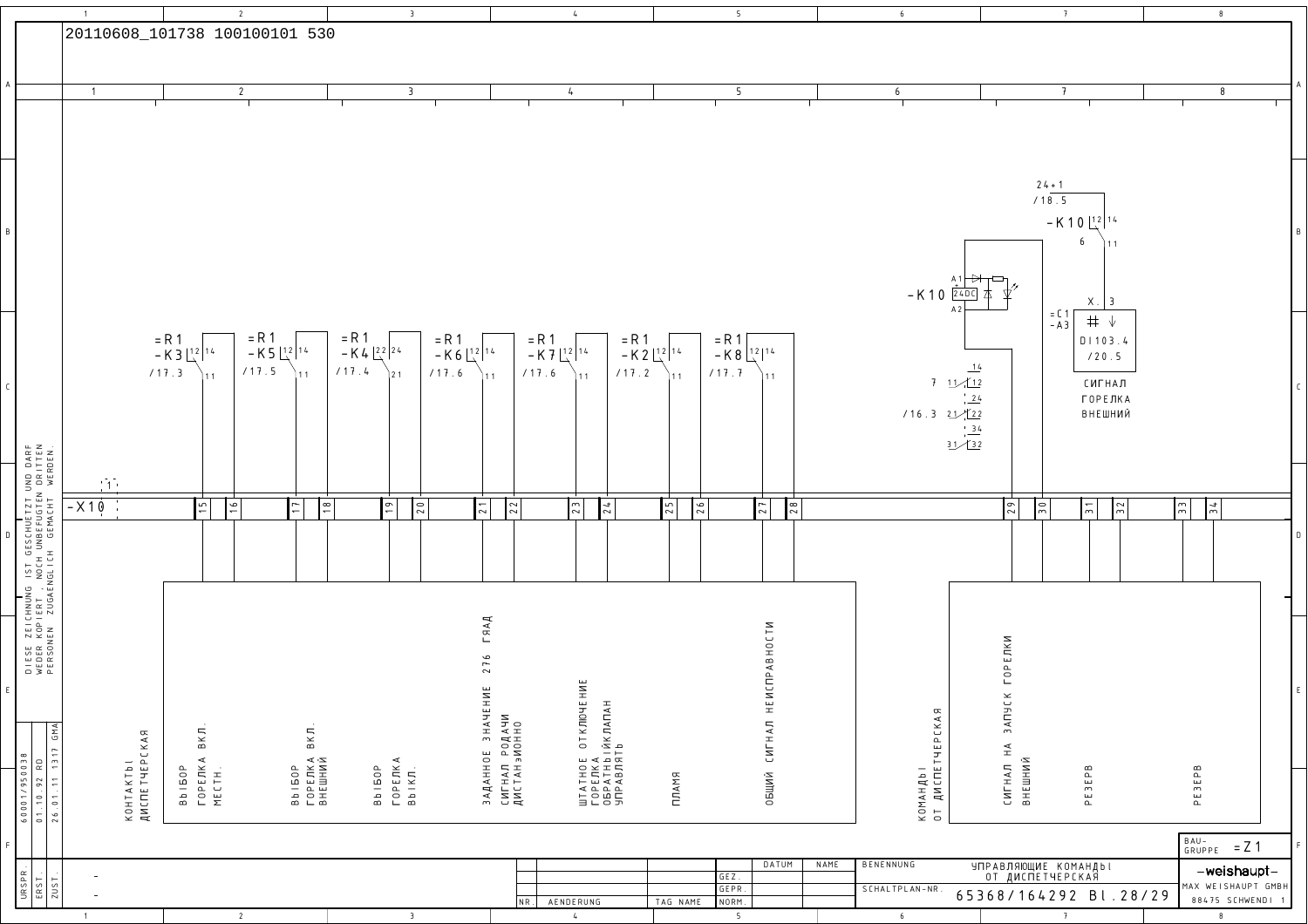20110608_101738 100100101 530

=R1 -K3 12 14 11 /17.3

=R1 -K5 12 14 11 /17.5

=R1 -K4 22 24 21 /17.4

=R1 -K6 12 14 11 /17.6

=R1 -K7 12 14 11 /17.6

=R1 -K2 12 14 11 /17.2

=R1 -K8 12 14 11 /17.7

24+1 /18.5

-K10 12 14 11 6

-K10 A1 A2 24DC

7 11 12 14

/16.3 21 22 24

31 32 34

=C1 -A3 X. 3 DI103.4 /20.5

СИГНАЛ ГОРЕЛКА ВНЕШНИЙ

-X10 1

| 15 | 16 | 17 | 18 | 19 | 20 | 21 | 22 | 23 | 24 | 25 | 26 | 27 | 28 | 29 | 30 | 31 | 32 | 33 | 34 |
|---|---|---|---|---|---|---|---|---|---|---|---|---|---|---|---|---|---|---|---|

КОНТАКТЫ ДИСПЕТЧЕРСКАЯ

- ВЫБОР ГОРЕЛКА ВКЛ. МЕСТН.
- ВЫБОР ГОРЕЛКА ВКЛ. ВНЕШНИЙ
- ВЫБОР ГОРЕЛКА ВЫКЛ.
- ЗАДАННОЕ ЗНАЧЕНИЕ 276 ГЯАД СИГНАЛ РОДАЧИ ДИСТАНЭИОННО
- ШТАТНОЕ ОТКЛЮЧЕНИЕ ГОРЕЛКА ОБРАТНЫЙКЛАПАН УПРАВЛЯТЬ
- ПЛАМЯ
- ОБЩИЙ СИГНАЛ НЕИСПРАВНОСТИ

КОМАНДЫ ОТ ДИСПЕТЧЕРСКАЯ

- СИГНАЛ НА ЗАПУСК ГОРЕЛКИ ВНЕШНИЙ
- РЕЗЕРВ
- РЕЗЕРВ

DIESE ZEICHNUNG IST GESCHUETZT UND DARF WEDER KOPIERT, NOCH UNBEFUGTEN DRITTEN PERSONEN ZUGAENGLICH GEMACHT WERDEN.

| URSPR. | 60001/950038 |
|---|---|
| ERST. | 01.10.92 RD |
| ZUST. | 26.01.11 1317 GMA |

BAU-GRUPPE =Z1

| NR. | AENDERUNG | TAG | NAME | | DATUM | NAME |
|---|---|---|---|---|---|---|
| | | | | GEZ. | | |
| | | | | GEPR. | | |
| | | | | NORM. | | |

BENENNUNG: УПРАВЛЯЮЩИЕ КОМАНДЫ ОТ ДИСПЕТЧЕРСКАЯ

SCHALTPLAN-NR.: 65368/164292 Bl.28/29

-weishaupt- MAX WEISHAUPT GMBH 88475 SCHWENDI 1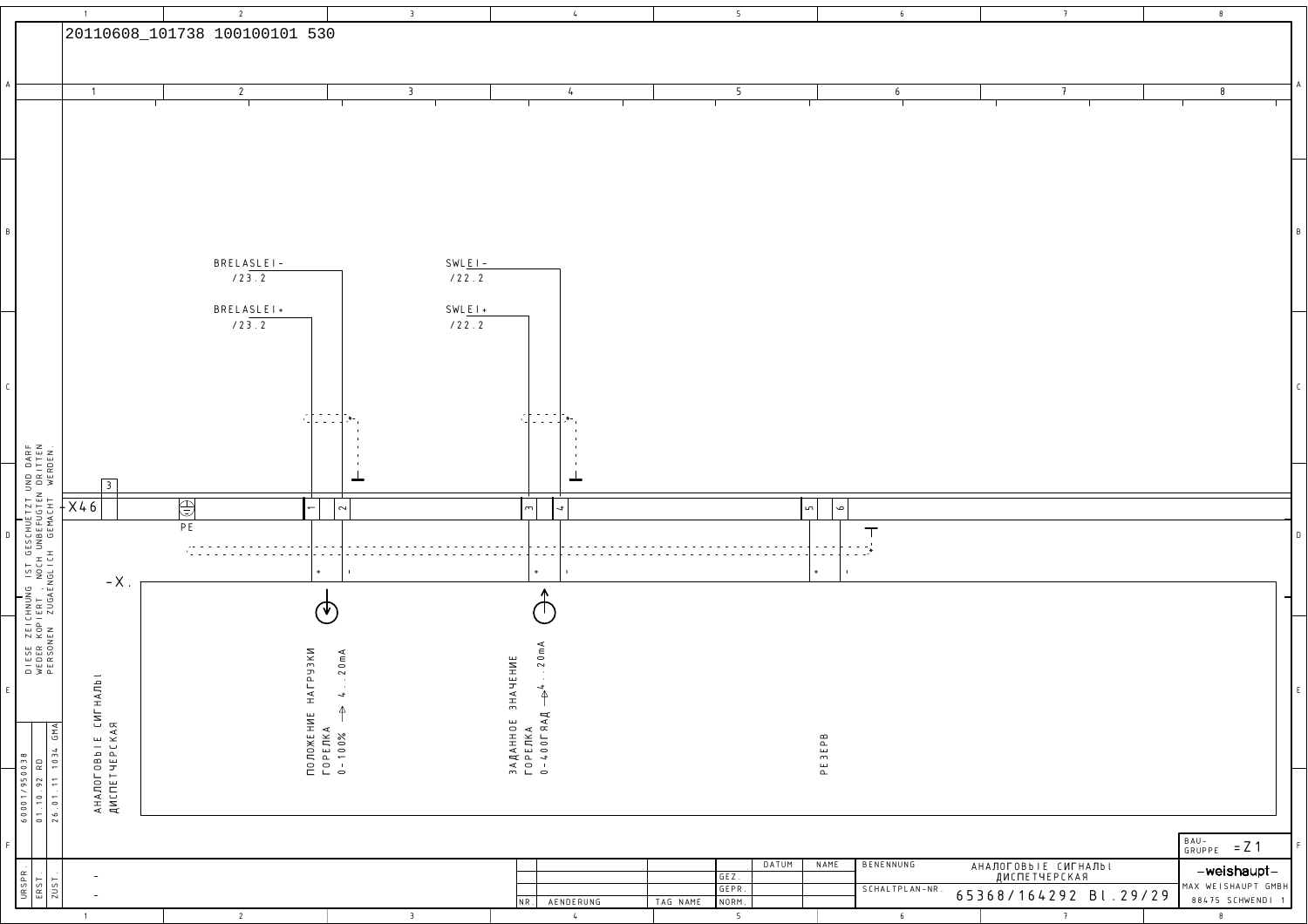20110608_101738 100100101 530

BRELASLEI-
/23.2

BRELASLEI+
/23.2

SWLEI-
/22.2

SWLEI+
/22.2

-X46

3

PE

1 2 3 4 5 6

-X.

+ - + - + -

ПОЛОЖЕНИЕ НАГРУЗКИ
ГОРЕЛКА
0-100% → 4..20mA

ЗАДАННОЕ ЗНАЧЕНИЕ
ГОРЕЛКА
0-400ГЯАД → 4..20mA

РЕЗЕРВ

АНАЛОГОВЫЕ СИГНАЛЫ
ДИСПЕТЧЕРСКАЯ

DIESE ZEICHNUNG IST GESCHUETZT UND DARF WEDER KOPIERT, NOCH UNBEFUGTEN DRITTEN PERSONEN ZUGAENGLICH GEMACHT WERDEN.

| URSPR. | ERST. | ZUST. |
|---|---|---|
| 60001/950038 | 01.10.92 RD | 26.01.11 1034 GMA |

| | | | | DATUM | NAME |
|---|---|---|---|---|---|
| | | | GEZ. | | |
| | | | GEPR. | | |
| NR. | AENDERUNG | TAG NAME | NORM. | | |

BENENNUNG: АНАЛОГОВЫЕ СИГНАЛЫ ДИСПЕТЧЕРСКАЯ

SCHALTPLAN-NR.: 65368/164292 Bl.29/29

BAU-GRUPPE =Z1

-weishaupt-
MAX WEISHAUPT GMBH
88475 SCHWENDI 1